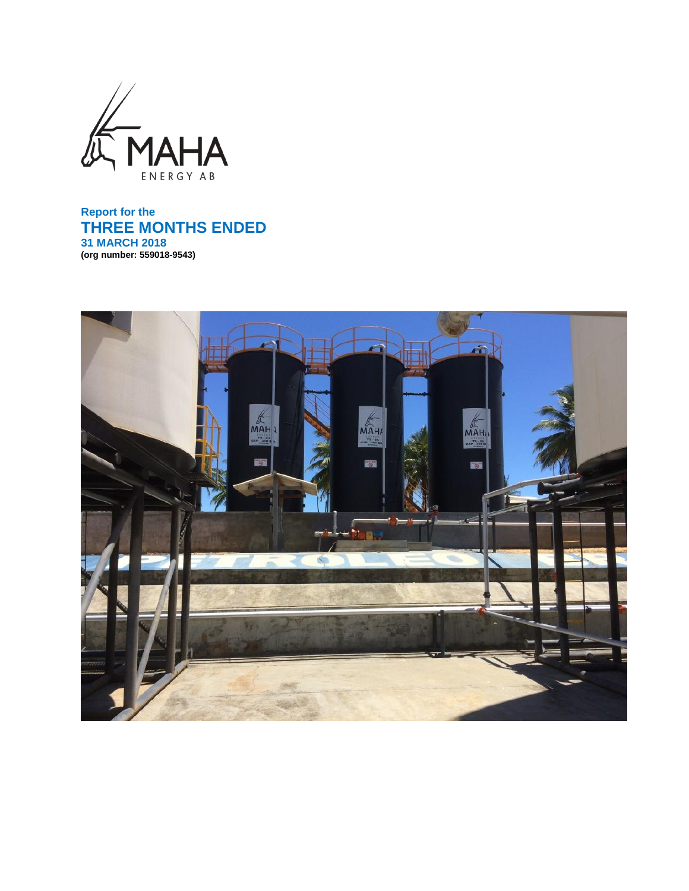MAHA ENERGY AB

**Report for the**

# THREE MONTHS ENDED

**31 MARCH 2018**

**(org number: 559018-9543)**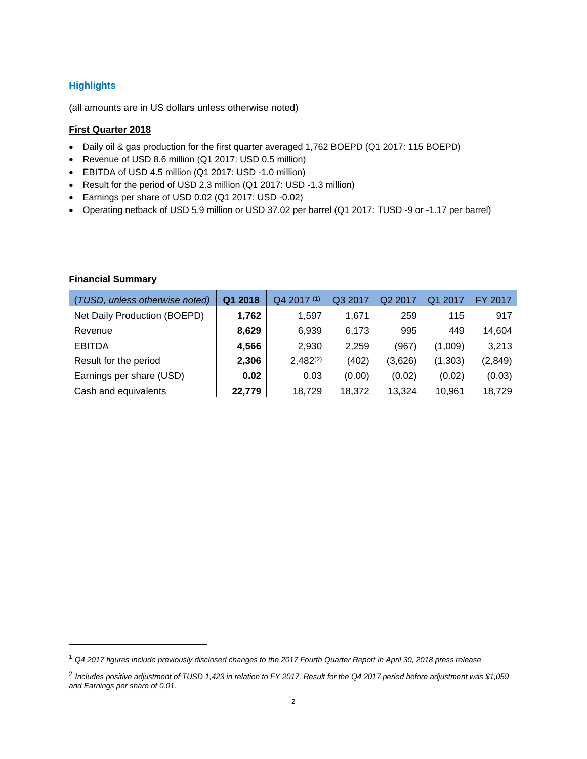## Highlights

(all amounts are in US dollars unless otherwise noted)

**First Quarter 2018**

- Daily oil & gas production for the first quarter averaged 1,762 BOEPD (Q1 2017: 115 BOEPD)
- Revenue of USD 8.6 million (Q1 2017: USD 0.5 million)
- EBITDA of USD 4.5 million (Q1 2017: USD -1.0 million)
- Result for the period of USD 2.3 million (Q1 2017: USD -1.3 million)
- Earnings per share of USD 0.02 (Q1 2017: USD -0.02)
- Operating netback of USD 5.9 million or USD 37.02 per barrel (Q1 2017: TUSD -9 or -1.17 per barrel)

### Financial Summary

| *(TUSD, unless otherwise noted)* | **Q1 2018** | Q4 2017 [1] | Q3 2017 | Q2 2017 | Q1 2017 | FY 2017 |
|---|---|---|---|---|---|---|
| Net Daily Production (BOEPD) | **1,762** | 1,597 | 1,671 | 259 | 115 | 917 |
| Revenue | **8,629** | 6,939 | 6,173 | 995 | 449 | 14,604 |
| EBITDA | **4,566** | 2,930 | 2,259 | (967) | (1,009) | 3,213 |
| Result for the period | **2,306** | 2,482[2] | (402) | (3,626) | (1,303) | (2,849) |
| Earnings per share (USD) | **0.02** | 0.03 | (0.00) | (0.02) | (0.02) | (0.03) |
| Cash and equivalents | **22,779** | 18,729 | 18,372 | 13,324 | 10,961 | 18,729 |

[1] *Q4 2017 figures include previously disclosed changes to the 2017 Fourth Quarter Report in April 30, 2018 press release*

[2] *Includes positive adjustment of TUSD 1,423 in relation to FY 2017. Result for the Q4 2017 period before adjustment was $1,059 and Earnings per share of 0.01.*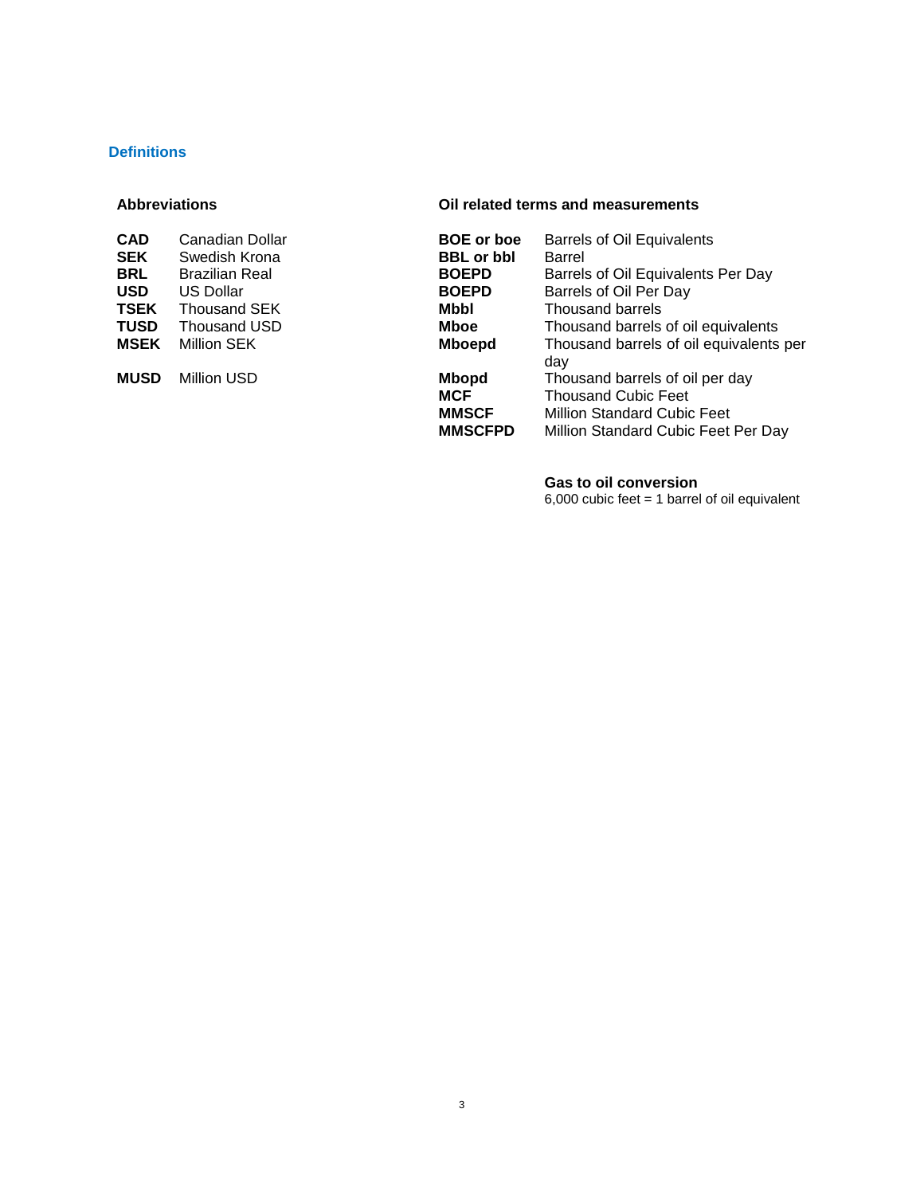## Definitions

### Abbreviations

| | |
|---|---|
| **CAD** | Canadian Dollar |
| **SEK** | Swedish Krona |
| **BRL** | Brazilian Real |
| **USD** | US Dollar |
| **TSEK** | Thousand SEK |
| **TUSD** | Thousand USD |
| **MSEK** | Million SEK |
| **MUSD** | Million USD |

### Oil related terms and measurements

| | |
|---|---|
| **BOE or boe** | Barrels of Oil Equivalents |
| **BBL or bbl** | Barrel |
| **BOEPD** | Barrels of Oil Equivalents Per Day |
| **BOEPD** | Barrels of Oil Per Day |
| **Mbbl** | Thousand barrels |
| **Mboe** | Thousand barrels of oil equivalents |
| **Mboepd** | Thousand barrels of oil equivalents per day |
| **Mbopd** | Thousand barrels of oil per day |
| **MCF** | Thousand Cubic Feet |
| **MMSCF** | Million Standard Cubic Feet |
| **MMSCFPD** | Million Standard Cubic Feet Per Day |

**Gas to oil conversion**
6,000 cubic feet = 1 barrel of oil equivalent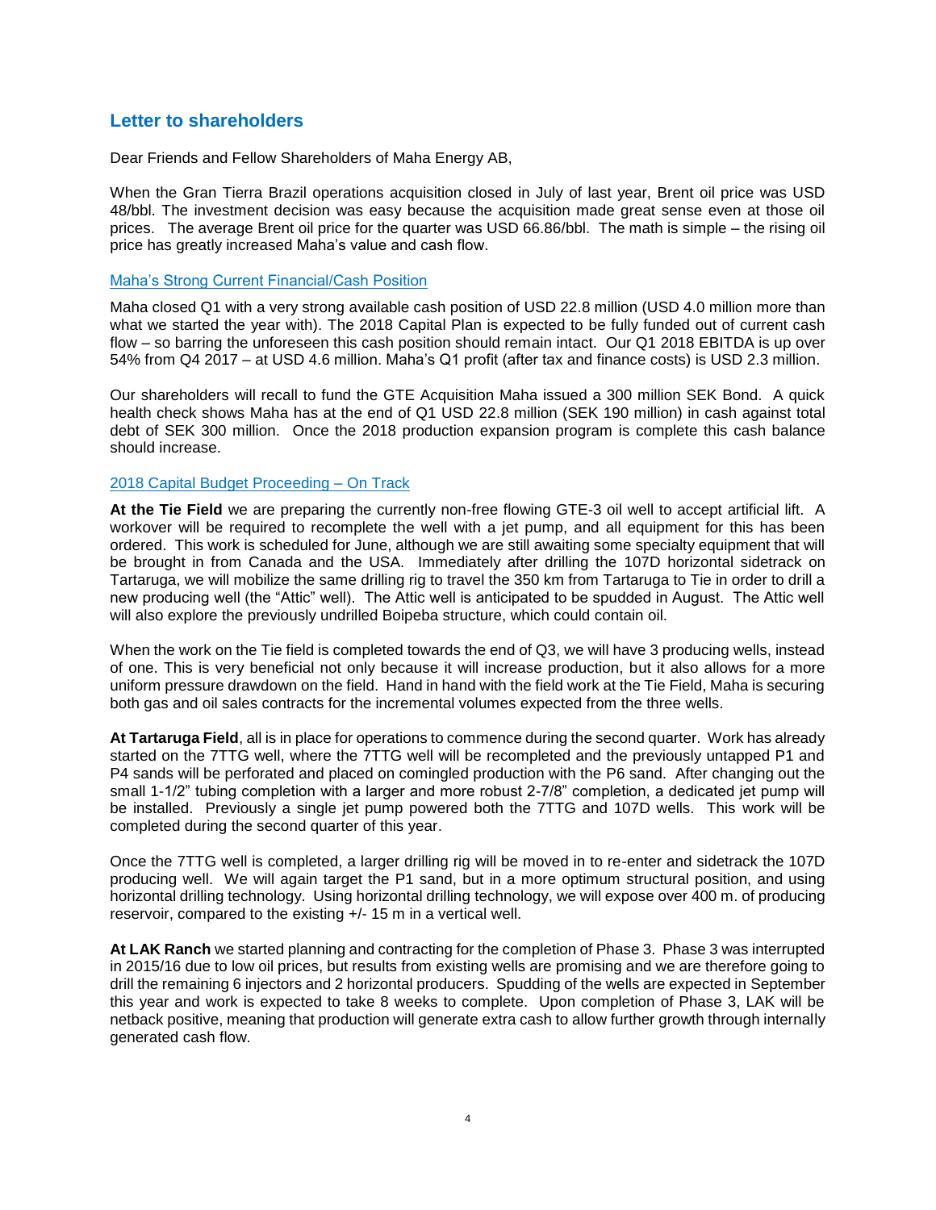## Letter to shareholders

Dear Friends and Fellow Shareholders of Maha Energy AB,

When the Gran Tierra Brazil operations acquisition closed in July of last year, Brent oil price was USD 48/bbl. The investment decision was easy because the acquisition made great sense even at those oil prices. The average Brent oil price for the quarter was USD 66.86/bbl. The math is simple – the rising oil price has greatly increased Maha's value and cash flow.

### Maha's Strong Current Financial/Cash Position

Maha closed Q1 with a very strong available cash position of USD 22.8 million (USD 4.0 million more than what we started the year with). The 2018 Capital Plan is expected to be fully funded out of current cash flow – so barring the unforeseen this cash position should remain intact. Our Q1 2018 EBITDA is up over 54% from Q4 2017 – at USD 4.6 million. Maha's Q1 profit (after tax and finance costs) is USD 2.3 million.

Our shareholders will recall to fund the GTE Acquisition Maha issued a 300 million SEK Bond. A quick health check shows Maha has at the end of Q1 USD 22.8 million (SEK 190 million) in cash against total debt of SEK 300 million. Once the 2018 production expansion program is complete this cash balance should increase.

### 2018 Capital Budget Proceeding – On Track

**At the Tie Field** we are preparing the currently non-free flowing GTE-3 oil well to accept artificial lift. A workover will be required to recomplete the well with a jet pump, and all equipment for this has been ordered. This work is scheduled for June, although we are still awaiting some specialty equipment that will be brought in from Canada and the USA. Immediately after drilling the 107D horizontal sidetrack on Tartaruga, we will mobilize the same drilling rig to travel the 350 km from Tartaruga to Tie in order to drill a new producing well (the "Attic" well). The Attic well is anticipated to be spudded in August. The Attic well will also explore the previously undrilled Boipeba structure, which could contain oil.

When the work on the Tie field is completed towards the end of Q3, we will have 3 producing wells, instead of one. This is very beneficial not only because it will increase production, but it also allows for a more uniform pressure drawdown on the field. Hand in hand with the field work at the Tie Field, Maha is securing both gas and oil sales contracts for the incremental volumes expected from the three wells.

**At Tartaruga Field**, all is in place for operations to commence during the second quarter. Work has already started on the 7TTG well, where the 7TTG well will be recompleted and the previously untapped P1 and P4 sands will be perforated and placed on comingled production with the P6 sand. After changing out the small 1-1/2" tubing completion with a larger and more robust 2-7/8" completion, a dedicated jet pump will be installed. Previously a single jet pump powered both the 7TTG and 107D wells. This work will be completed during the second quarter of this year.

Once the 7TTG well is completed, a larger drilling rig will be moved in to re-enter and sidetrack the 107D producing well. We will again target the P1 sand, but in a more optimum structural position, and using horizontal drilling technology. Using horizontal drilling technology, we will expose over 400 m. of producing reservoir, compared to the existing +/- 15 m in a vertical well.

**At LAK Ranch** we started planning and contracting for the completion of Phase 3. Phase 3 was interrupted in 2015/16 due to low oil prices, but results from existing wells are promising and we are therefore going to drill the remaining 6 injectors and 2 horizontal producers. Spudding of the wells are expected in September this year and work is expected to take 8 weeks to complete. Upon completion of Phase 3, LAK will be netback positive, meaning that production will generate extra cash to allow further growth through internally generated cash flow.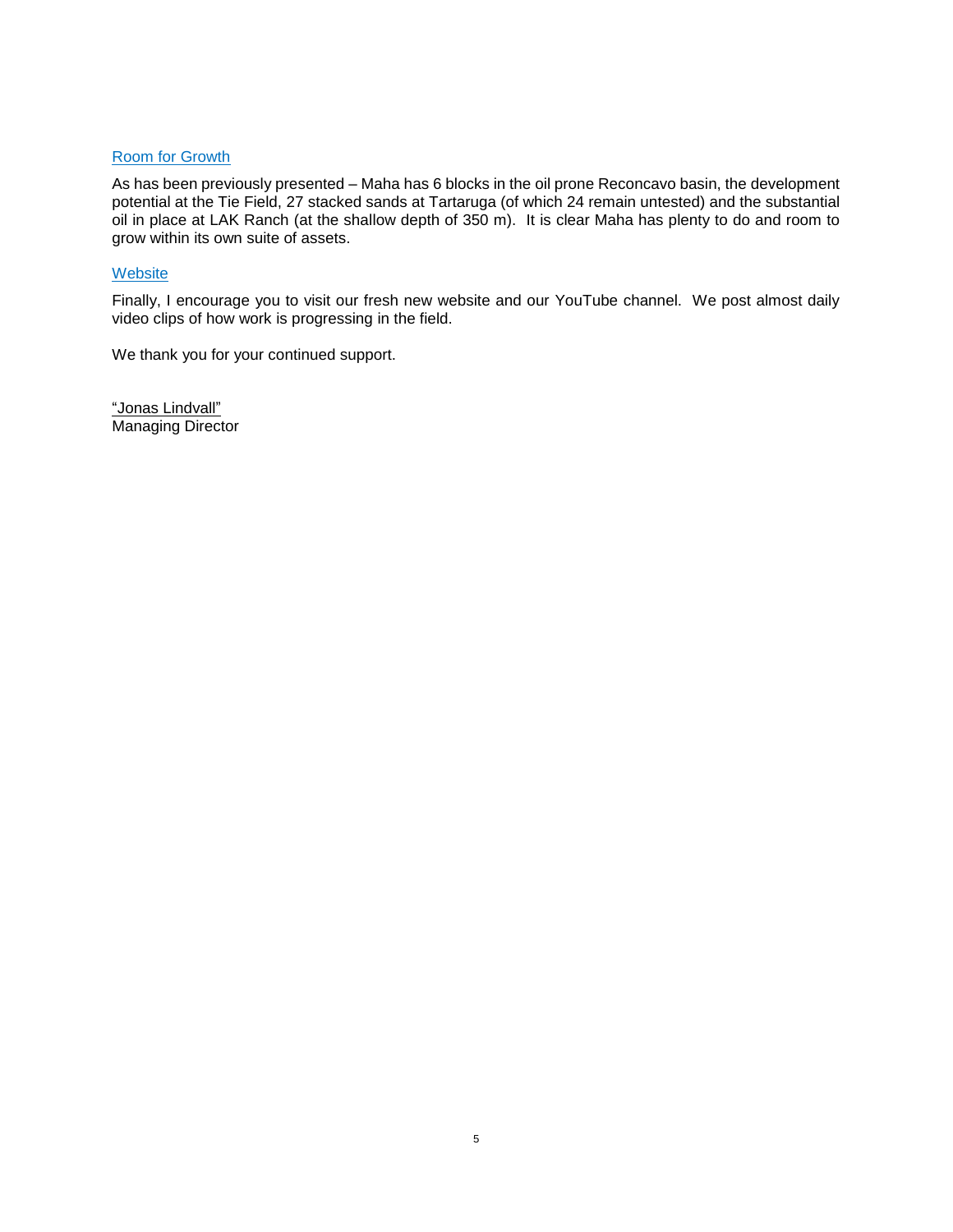## Room for Growth

As has been previously presented – Maha has 6 blocks in the oil prone Reconcavo basin, the development potential at the Tie Field, 27 stacked sands at Tartaruga (of which 24 remain untested) and the substantial oil in place at LAK Ranch (at the shallow depth of 350 m). It is clear Maha has plenty to do and room to grow within its own suite of assets.

## Website

Finally, I encourage you to visit our fresh new website and our YouTube channel. We post almost daily video clips of how work is progressing in the field.

We thank you for your continued support.

"Jonas Lindvall"
Managing Director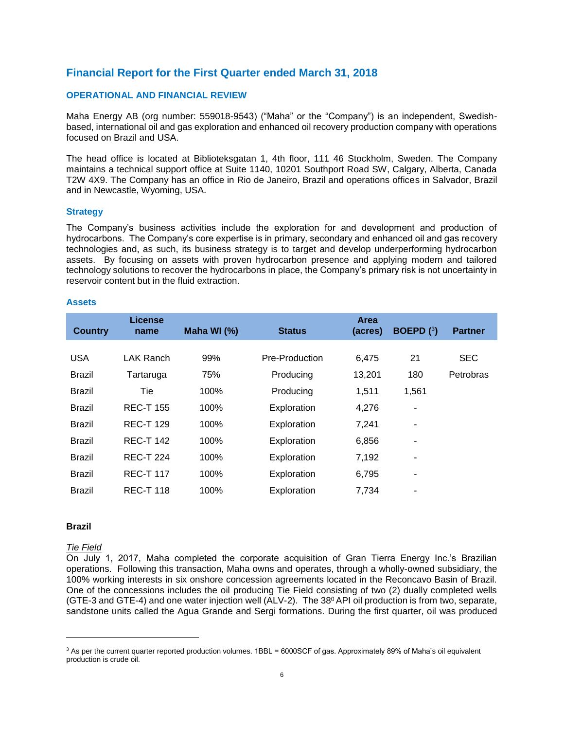## Financial Report for the First Quarter ended March 31, 2018

### OPERATIONAL AND FINANCIAL REVIEW

Maha Energy AB (org number: 559018-9543) ("Maha" or the "Company") is an independent, Swedish-based, international oil and gas exploration and enhanced oil recovery production company with operations focused on Brazil and USA.

The head office is located at Biblioteksgatan 1, 4th floor, 111 46 Stockholm, Sweden. The Company maintains a technical support office at Suite 1140, 10201 Southport Road SW, Calgary, Alberta, Canada T2W 4X9. The Company has an office in Rio de Janeiro, Brazil and operations offices in Salvador, Brazil and in Newcastle, Wyoming, USA.

### Strategy

The Company's business activities include the exploration for and development and production of hydrocarbons. The Company's core expertise is in primary, secondary and enhanced oil and gas recovery technologies and, as such, its business strategy is to target and develop underperforming hydrocarbon assets. By focusing on assets with proven hydrocarbon presence and applying modern and tailored technology solutions to recover the hydrocarbons in place, the Company's primary risk is not uncertainty in reservoir content but in the fluid extraction.

### Assets

| Country | License name | Maha WI (%) | Status | Area (acres) | BOEPD ([3]) | Partner |
|---|---|---|---|---|---|---|
| USA | LAK Ranch | 99% | Pre-Production | 6,475 | 21 | SEC |
| Brazil | Tartaruga | 75% | Producing | 13,201 | 180 | Petrobras |
| Brazil | Tie | 100% | Producing | 1,511 | 1,561 | |
| Brazil | REC-T 155 | 100% | Exploration | 4,276 | - | |
| Brazil | REC-T 129 | 100% | Exploration | 7,241 | - | |
| Brazil | REC-T 142 | 100% | Exploration | 6,856 | - | |
| Brazil | REC-T 224 | 100% | Exploration | 7,192 | - | |
| Brazil | REC-T 117 | 100% | Exploration | 6,795 | - | |
| Brazil | REC-T 118 | 100% | Exploration | 7,734 | - | |

**Brazil**

*Tie Field*

On July 1, 2017, Maha completed the corporate acquisition of Gran Tierra Energy Inc.'s Brazilian operations. Following this transaction, Maha owns and operates, through a wholly-owned subsidiary, the 100% working interests in six onshore concession agreements located in the Reconcavo Basin of Brazil. One of the concessions includes the oil producing Tie Field consisting of two (2) dually completed wells (GTE-3 and GTE-4) and one water injection well (ALV-2). The $38^0$ API oil production is from two, separate, sandstone units called the Agua Grande and Sergi formations. During the first quarter, oil was produced

[3] As per the current quarter reported production volumes. 1BBL = 6000SCF of gas. Approximately 89% of Maha's oil equivalent production is crude oil.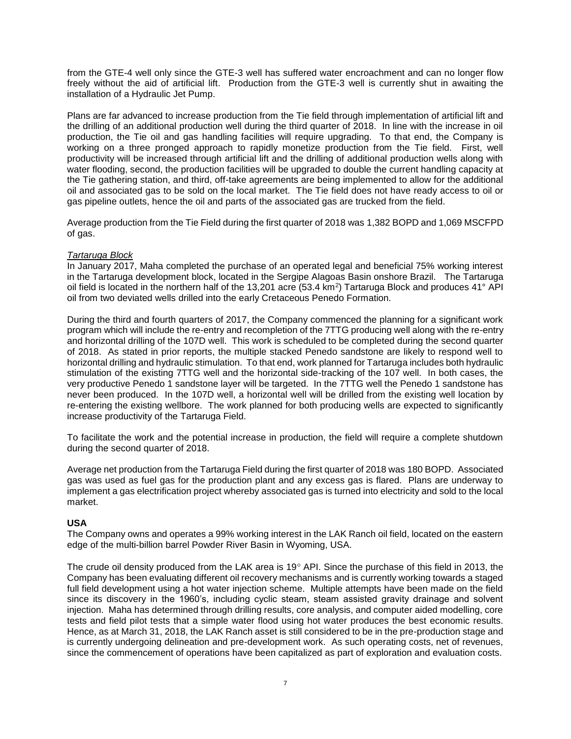from the GTE-4 well only since the GTE-3 well has suffered water encroachment and can no longer flow freely without the aid of artificial lift. Production from the GTE-3 well is currently shut in awaiting the installation of a Hydraulic Jet Pump.

Plans are far advanced to increase production from the Tie field through implementation of artificial lift and the drilling of an additional production well during the third quarter of 2018. In line with the increase in oil production, the Tie oil and gas handling facilities will require upgrading. To that end, the Company is working on a three pronged approach to rapidly monetize production from the Tie field. First, well productivity will be increased through artificial lift and the drilling of additional production wells along with water flooding, second, the production facilities will be upgraded to double the current handling capacity at the Tie gathering station, and third, off-take agreements are being implemented to allow for the additional oil and associated gas to be sold on the local market. The Tie field does not have ready access to oil or gas pipeline outlets, hence the oil and parts of the associated gas are trucked from the field.

Average production from the Tie Field during the first quarter of 2018 was 1,382 BOPD and 1,069 MSCFPD of gas.

*Tartaruga Block*

In January 2017, Maha completed the purchase of an operated legal and beneficial 75% working interest in the Tartaruga development block, located in the Sergipe Alagoas Basin onshore Brazil. The Tartaruga oil field is located in the northern half of the 13,201 acre (53.4 km$^2$) Tartaruga Block and produces 41° API oil from two deviated wells drilled into the early Cretaceous Penedo Formation.

During the third and fourth quarters of 2017, the Company commenced the planning for a significant work program which will include the re-entry and recompletion of the 7TTG producing well along with the re-entry and horizontal drilling of the 107D well. This work is scheduled to be completed during the second quarter of 2018. As stated in prior reports, the multiple stacked Penedo sandstone are likely to respond well to horizontal drilling and hydraulic stimulation. To that end, work planned for Tartaruga includes both hydraulic stimulation of the existing 7TTG well and the horizontal side-tracking of the 107 well. In both cases, the very productive Penedo 1 sandstone layer will be targeted. In the 7TTG well the Penedo 1 sandstone has never been produced. In the 107D well, a horizontal well will be drilled from the existing well location by re-entering the existing wellbore. The work planned for both producing wells are expected to significantly increase productivity of the Tartaruga Field.

To facilitate the work and the potential increase in production, the field will require a complete shutdown during the second quarter of 2018.

Average net production from the Tartaruga Field during the first quarter of 2018 was 180 BOPD. Associated gas was used as fuel gas for the production plant and any excess gas is flared. Plans are underway to implement a gas electrification project whereby associated gas is turned into electricity and sold to the local market.

**USA**

The Company owns and operates a 99% working interest in the LAK Ranch oil field, located on the eastern edge of the multi-billion barrel Powder River Basin in Wyoming, USA.

The crude oil density produced from the LAK area is 19° API. Since the purchase of this field in 2013, the Company has been evaluating different oil recovery mechanisms and is currently working towards a staged full field development using a hot water injection scheme. Multiple attempts have been made on the field since its discovery in the 1960's, including cyclic steam, steam assisted gravity drainage and solvent injection. Maha has determined through drilling results, core analysis, and computer aided modelling, core tests and field pilot tests that a simple water flood using hot water produces the best economic results. Hence, as at March 31, 2018, the LAK Ranch asset is still considered to be in the pre-production stage and is currently undergoing delineation and pre-development work. As such operating costs, net of revenues, since the commencement of operations have been capitalized as part of exploration and evaluation costs.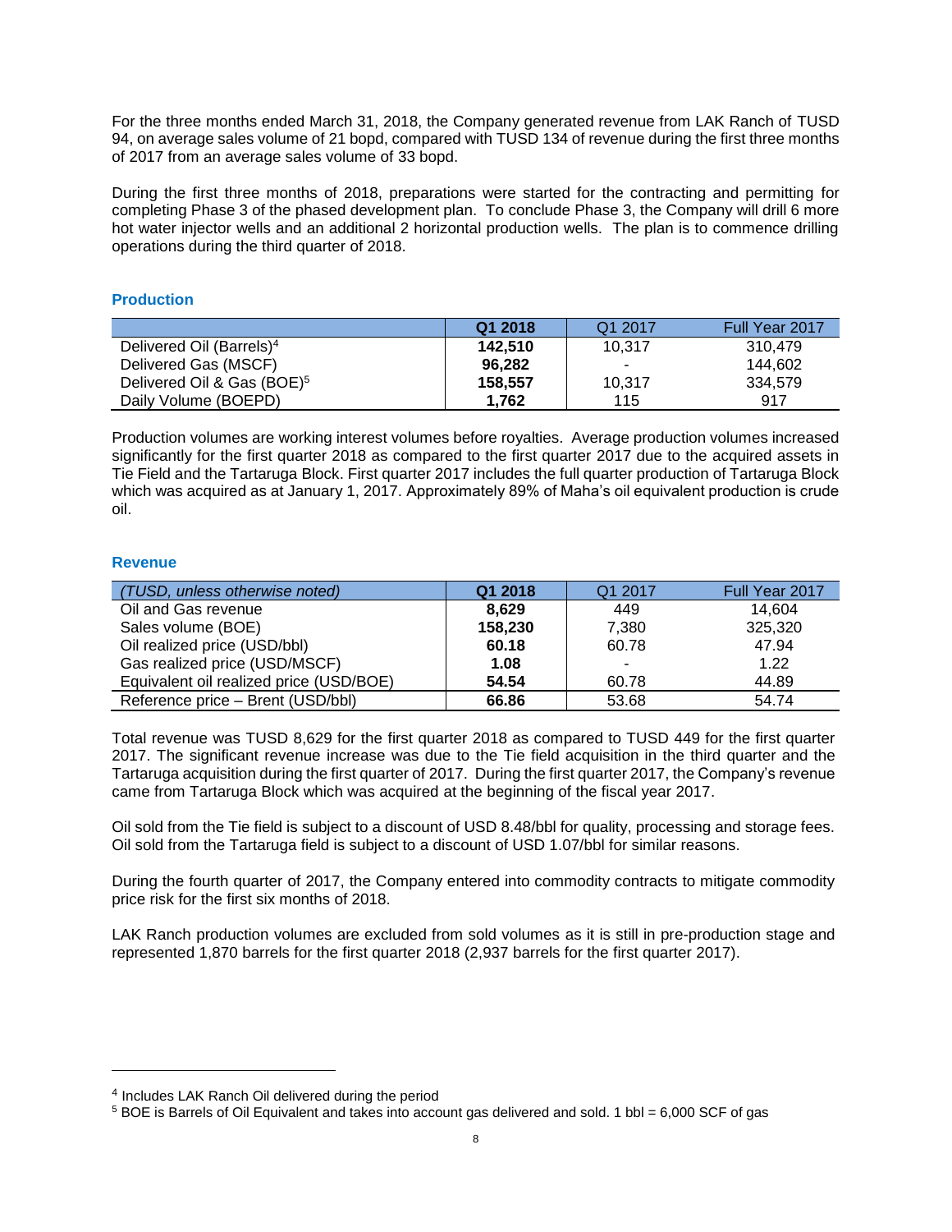For the three months ended March 31, 2018, the Company generated revenue from LAK Ranch of TUSD 94, on average sales volume of 21 bopd, compared with TUSD 134 of revenue during the first three months of 2017 from an average sales volume of 33 bopd.

During the first three months of 2018, preparations were started for the contracting and permitting for completing Phase 3 of the phased development plan. To conclude Phase 3, the Company will drill 6 more hot water injector wells and an additional 2 horizontal production wells. The plan is to commence drilling operations during the third quarter of 2018.

### Production

| | Q1 2018 | Q1 2017 | Full Year 2017 |
|---|---|---|---|
| Delivered Oil (Barrels)[4] | **142,510** | 10,317 | 310,479 |
| Delivered Gas (MSCF) | **96,282** | - | 144,602 |
| Delivered Oil & Gas (BOE)[5] | **158,557** | 10,317 | 334,579 |
| Daily Volume (BOEPD) | **1,762** | 115 | 917 |

Production volumes are working interest volumes before royalties. Average production volumes increased significantly for the first quarter 2018 as compared to the first quarter 2017 due to the acquired assets in Tie Field and the Tartaruga Block. First quarter 2017 includes the full quarter production of Tartaruga Block which was acquired as at January 1, 2017. Approximately 89% of Maha's oil equivalent production is crude oil.

### Revenue

| *(TUSD, unless otherwise noted)* | Q1 2018 | Q1 2017 | Full Year 2017 |
|---|---|---|---|
| Oil and Gas revenue | **8,629** | 449 | 14,604 |
| Sales volume (BOE) | **158,230** | 7,380 | 325,320 |
| Oil realized price (USD/bbl) | **60.18** | 60.78 | 47.94 |
| Gas realized price (USD/MSCF) | **1.08** | - | 1.22 |
| Equivalent oil realized price (USD/BOE) | **54.54** | 60.78 | 44.89 |
| Reference price – Brent (USD/bbl) | **66.86** | 53.68 | 54.74 |

Total revenue was TUSD 8,629 for the first quarter 2018 as compared to TUSD 449 for the first quarter 2017. The significant revenue increase was due to the Tie field acquisition in the third quarter and the Tartaruga acquisition during the first quarter of 2017. During the first quarter 2017, the Company's revenue came from Tartaruga Block which was acquired at the beginning of the fiscal year 2017.

Oil sold from the Tie field is subject to a discount of USD 8.48/bbl for quality, processing and storage fees. Oil sold from the Tartaruga field is subject to a discount of USD 1.07/bbl for similar reasons.

During the fourth quarter of 2017, the Company entered into commodity contracts to mitigate commodity price risk for the first six months of 2018.

LAK Ranch production volumes are excluded from sold volumes as it is still in pre-production stage and represented 1,870 barrels for the first quarter 2018 (2,937 barrels for the first quarter 2017).

---

[4] Includes LAK Ranch Oil delivered during the period

[5] BOE is Barrels of Oil Equivalent and takes into account gas delivered and sold. 1 bbl = 6,000 SCF of gas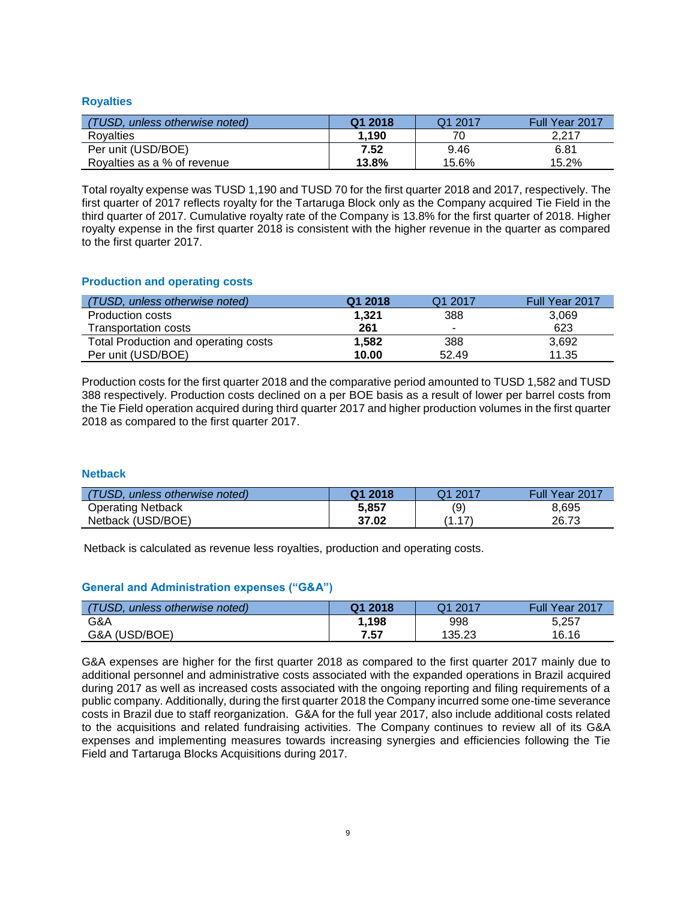## Royalties

| *(TUSD, unless otherwise noted)* | **Q1 2018** | Q1 2017 | Full Year 2017 |
|---|---|---|---|
| Royalties | **1,190** | 70 | 2,217 |
| Per unit (USD/BOE) | **7.52** | 9.46 | 6.81 |
| Royalties as a % of revenue | **13.8%** | 15.6% | 15.2% |

Total royalty expense was TUSD 1,190 and TUSD 70 for the first quarter 2018 and 2017, respectively. The first quarter of 2017 reflects royalty for the Tartaruga Block only as the Company acquired Tie Field in the third quarter of 2017. Cumulative royalty rate of the Company is 13.8% for the first quarter of 2018. Higher royalty expense in the first quarter 2018 is consistent with the higher revenue in the quarter as compared to the first quarter 2017.

## Production and operating costs

| *(TUSD, unless otherwise noted)* | **Q1 2018** | Q1 2017 | Full Year 2017 |
|---|---|---|---|
| Production costs | **1,321** | 388 | 3,069 |
| Transportation costs | **261** | - | 623 |
| Total Production and operating costs | **1,582** | 388 | 3,692 |
| Per unit (USD/BOE) | **10.00** | 52.49 | 11.35 |

Production costs for the first quarter 2018 and the comparative period amounted to TUSD 1,582 and TUSD 388 respectively. Production costs declined on a per BOE basis as a result of lower per barrel costs from the Tie Field operation acquired during third quarter 2017 and higher production volumes in the first quarter 2018 as compared to the first quarter 2017.

## Netback

| *(TUSD, unless otherwise noted)* | **Q1 2018** | Q1 2017 | Full Year 2017 |
|---|---|---|---|
| Operating Netback | **5,857** | (9) | 8,695 |
| Netback (USD/BOE) | **37.02** | (1.17) | 26.73 |

Netback is calculated as revenue less royalties, production and operating costs.

## General and Administration expenses (“G&A”)

| *(TUSD, unless otherwise noted)* | **Q1 2018** | Q1 2017 | Full Year 2017 |
|---|---|---|---|
| G&A | **1,198** | 998 | 5,257 |
| G&A (USD/BOE) | **7.57** | 135.23 | 16.16 |

G&A expenses are higher for the first quarter 2018 as compared to the first quarter 2017 mainly due to additional personnel and administrative costs associated with the expanded operations in Brazil acquired during 2017 as well as increased costs associated with the ongoing reporting and filing requirements of a public company. Additionally, during the first quarter 2018 the Company incurred some one-time severance costs in Brazil due to staff reorganization. G&A for the full year 2017, also include additional costs related to the acquisitions and related fundraising activities. The Company continues to review all of its G&A expenses and implementing measures towards increasing synergies and efficiencies following the Tie Field and Tartaruga Blocks Acquisitions during 2017.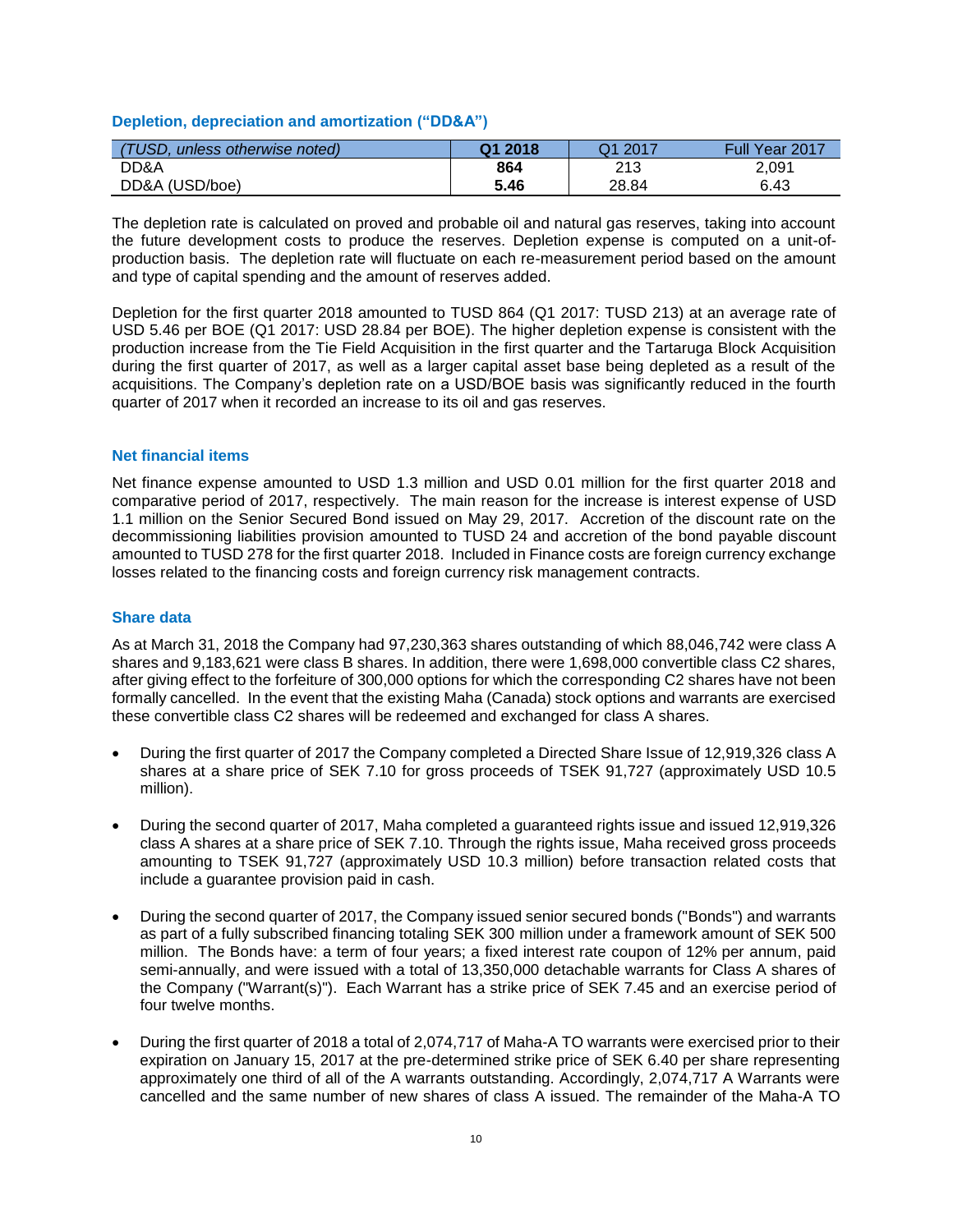### Depletion, depreciation and amortization ("DD&A")

| *(TUSD, unless otherwise noted)* | **Q1 2018** | Q1 2017 | Full Year 2017 |
|---|---|---|---|
| DD&A | **864** | 213 | 2,091 |
| DD&A (USD/boe) | **5.46** | 28.84 | 6.43 |

The depletion rate is calculated on proved and probable oil and natural gas reserves, taking into account the future development costs to produce the reserves. Depletion expense is computed on a unit-of-production basis. The depletion rate will fluctuate on each re-measurement period based on the amount and type of capital spending and the amount of reserves added.

Depletion for the first quarter 2018 amounted to TUSD 864 (Q1 2017: TUSD 213) at an average rate of USD 5.46 per BOE (Q1 2017: USD 28.84 per BOE). The higher depletion expense is consistent with the production increase from the Tie Field Acquisition in the first quarter and the Tartaruga Block Acquisition during the first quarter of 2017, as well as a larger capital asset base being depleted as a result of the acquisitions. The Company's depletion rate on a USD/BOE basis was significantly reduced in the fourth quarter of 2017 when it recorded an increase to its oil and gas reserves.

### Net financial items

Net finance expense amounted to USD 1.3 million and USD 0.01 million for the first quarter 2018 and comparative period of 2017, respectively. The main reason for the increase is interest expense of USD 1.1 million on the Senior Secured Bond issued on May 29, 2017. Accretion of the discount rate on the decommissioning liabilities provision amounted to TUSD 24 and accretion of the bond payable discount amounted to TUSD 278 for the first quarter 2018. Included in Finance costs are foreign currency exchange losses related to the financing costs and foreign currency risk management contracts.

### Share data

As at March 31, 2018 the Company had 97,230,363 shares outstanding of which 88,046,742 were class A shares and 9,183,621 were class B shares. In addition, there were 1,698,000 convertible class C2 shares, after giving effect to the forfeiture of 300,000 options for which the corresponding C2 shares have not been formally cancelled. In the event that the existing Maha (Canada) stock options and warrants are exercised these convertible class C2 shares will be redeemed and exchanged for class A shares.

- During the first quarter of 2017 the Company completed a Directed Share Issue of 12,919,326 class A shares at a share price of SEK 7.10 for gross proceeds of TSEK 91,727 (approximately USD 10.5 million).
- During the second quarter of 2017, Maha completed a guaranteed rights issue and issued 12,919,326 class A shares at a share price of SEK 7.10. Through the rights issue, Maha received gross proceeds amounting to TSEK 91,727 (approximately USD 10.3 million) before transaction related costs that include a guarantee provision paid in cash.
- During the second quarter of 2017, the Company issued senior secured bonds ("Bonds") and warrants as part of a fully subscribed financing totaling SEK 300 million under a framework amount of SEK 500 million. The Bonds have: a term of four years; a fixed interest rate coupon of 12% per annum, paid semi-annually, and were issued with a total of 13,350,000 detachable warrants for Class A shares of the Company ("Warrant(s)"). Each Warrant has a strike price of SEK 7.45 and an exercise period of four twelve months.
- During the first quarter of 2018 a total of 2,074,717 of Maha-A TO warrants were exercised prior to their expiration on January 15, 2017 at the pre-determined strike price of SEK 6.40 per share representing approximately one third of all of the A warrants outstanding. Accordingly, 2,074,717 A Warrants were cancelled and the same number of new shares of class A issued. The remainder of the Maha-A TO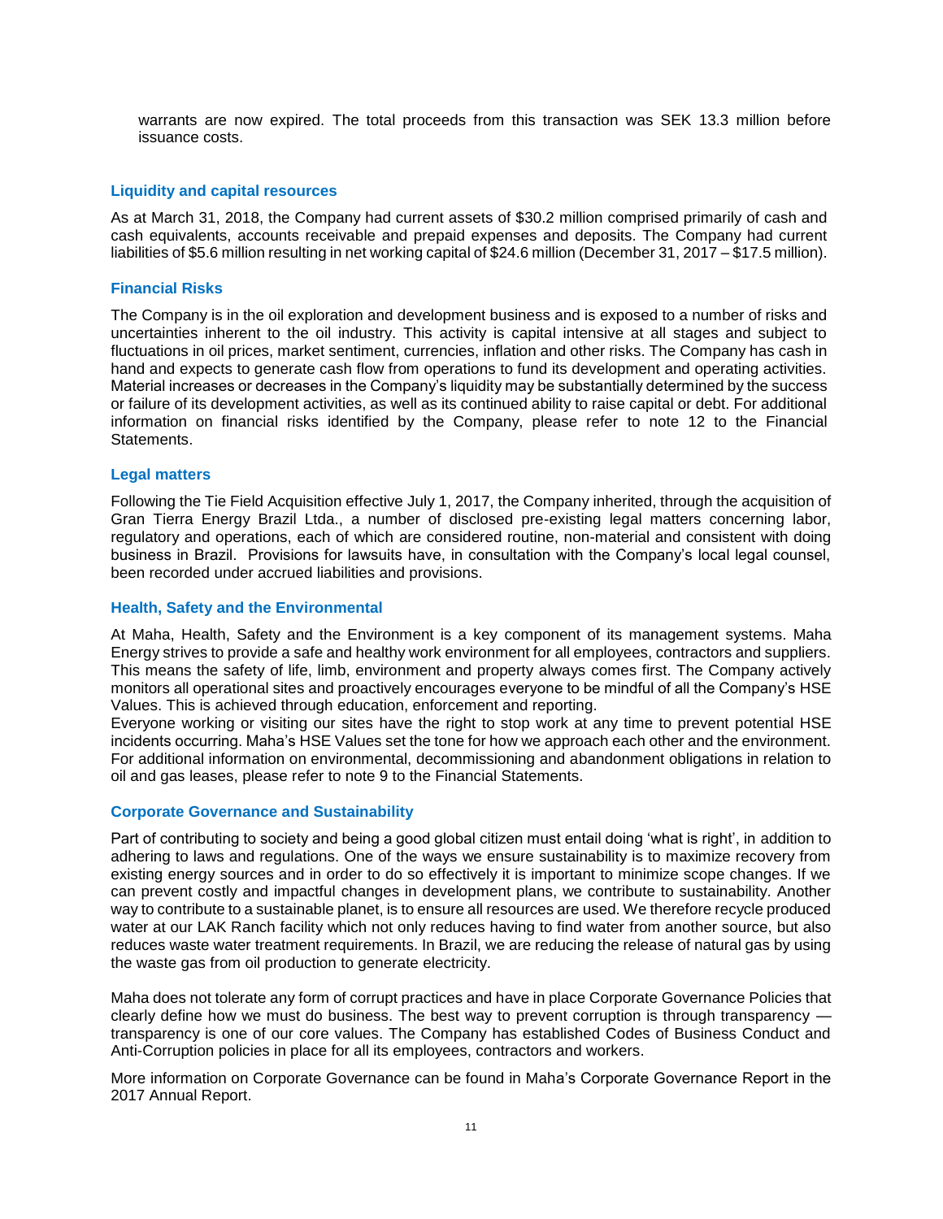warrants are now expired. The total proceeds from this transaction was SEK 13.3 million before issuance costs.

### Liquidity and capital resources

As at March 31, 2018, the Company had current assets of $30.2 million comprised primarily of cash and cash equivalents, accounts receivable and prepaid expenses and deposits. The Company had current liabilities of $5.6 million resulting in net working capital of $24.6 million (December 31, 2017 – $17.5 million).

### Financial Risks

The Company is in the oil exploration and development business and is exposed to a number of risks and uncertainties inherent to the oil industry. This activity is capital intensive at all stages and subject to fluctuations in oil prices, market sentiment, currencies, inflation and other risks. The Company has cash in hand and expects to generate cash flow from operations to fund its development and operating activities. Material increases or decreases in the Company's liquidity may be substantially determined by the success or failure of its development activities, as well as its continued ability to raise capital or debt. For additional information on financial risks identified by the Company, please refer to note 12 to the Financial Statements.

### Legal matters

Following the Tie Field Acquisition effective July 1, 2017, the Company inherited, through the acquisition of Gran Tierra Energy Brazil Ltda., a number of disclosed pre-existing legal matters concerning labor, regulatory and operations, each of which are considered routine, non-material and consistent with doing business in Brazil. Provisions for lawsuits have, in consultation with the Company's local legal counsel, been recorded under accrued liabilities and provisions.

### Health, Safety and the Environmental

At Maha, Health, Safety and the Environment is a key component of its management systems. Maha Energy strives to provide a safe and healthy work environment for all employees, contractors and suppliers. This means the safety of life, limb, environment and property always comes first. The Company actively monitors all operational sites and proactively encourages everyone to be mindful of all the Company's HSE Values. This is achieved through education, enforcement and reporting.
Everyone working or visiting our sites have the right to stop work at any time to prevent potential HSE incidents occurring. Maha's HSE Values set the tone for how we approach each other and the environment. For additional information on environmental, decommissioning and abandonment obligations in relation to oil and gas leases, please refer to note 9 to the Financial Statements.

### Corporate Governance and Sustainability

Part of contributing to society and being a good global citizen must entail doing 'what is right', in addition to adhering to laws and regulations. One of the ways we ensure sustainability is to maximize recovery from existing energy sources and in order to do so effectively it is important to minimize scope changes. If we can prevent costly and impactful changes in development plans, we contribute to sustainability. Another way to contribute to a sustainable planet, is to ensure all resources are used. We therefore recycle produced water at our LAK Ranch facility which not only reduces having to find water from another source, but also reduces waste water treatment requirements. In Brazil, we are reducing the release of natural gas by using the waste gas from oil production to generate electricity.

Maha does not tolerate any form of corrupt practices and have in place Corporate Governance Policies that clearly define how we must do business. The best way to prevent corruption is through transparency — transparency is one of our core values. The Company has established Codes of Business Conduct and Anti-Corruption policies in place for all its employees, contractors and workers.

More information on Corporate Governance can be found in Maha's Corporate Governance Report in the 2017 Annual Report.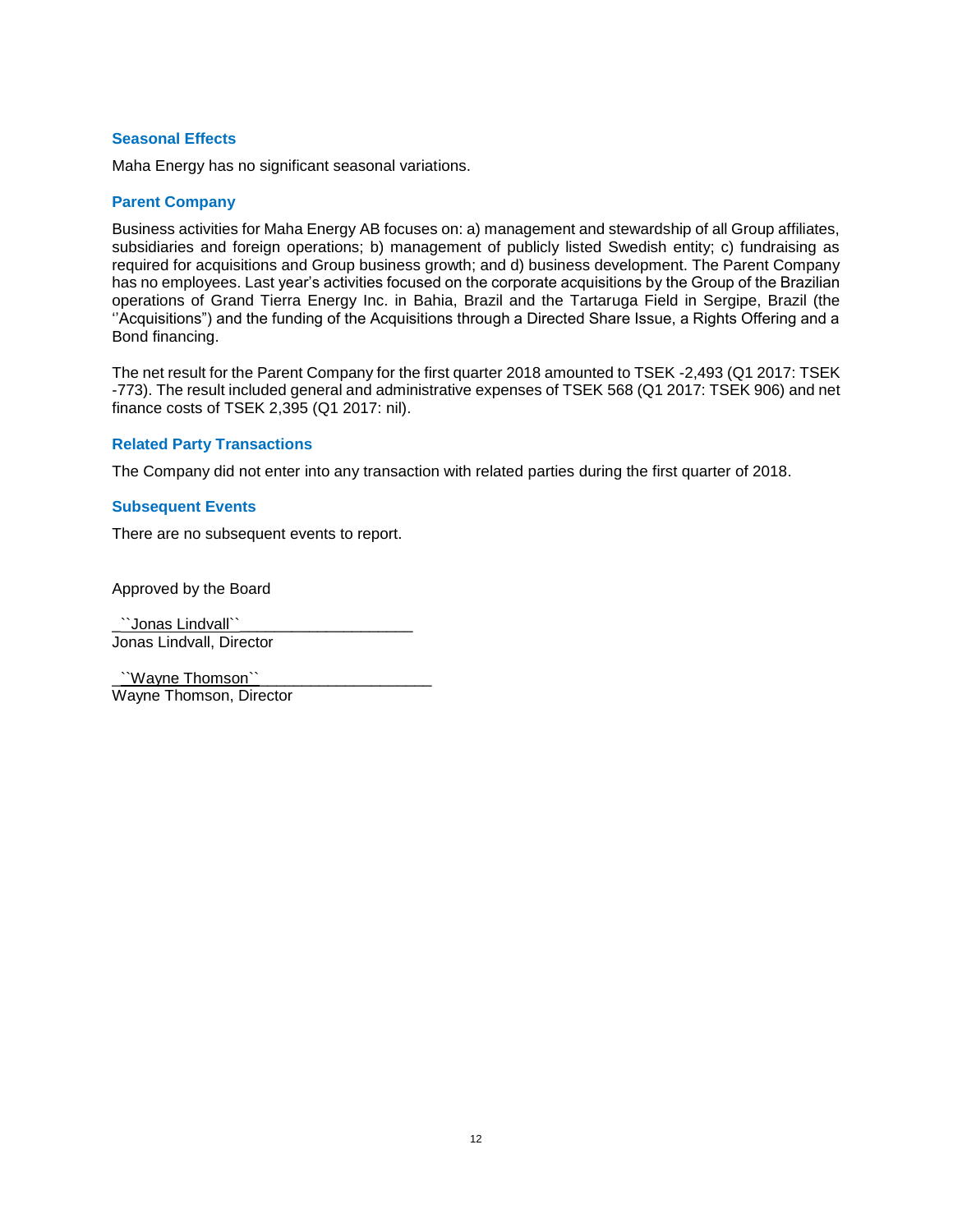## Seasonal Effects

Maha Energy has no significant seasonal variations.

## Parent Company

Business activities for Maha Energy AB focuses on: a) management and stewardship of all Group affiliates, subsidiaries and foreign operations; b) management of publicly listed Swedish entity; c) fundraising as required for acquisitions and Group business growth; and d) business development. The Parent Company has no employees. Last year's activities focused on the corporate acquisitions by the Group of the Brazilian operations of Grand Tierra Energy Inc. in Bahia, Brazil and the Tartaruga Field in Sergipe, Brazil (the ''Acquisitions") and the funding of the Acquisitions through a Directed Share Issue, a Rights Offering and a Bond financing.

The net result for the Parent Company for the first quarter 2018 amounted to TSEK -2,493 (Q1 2017: TSEK -773). The result included general and administrative expenses of TSEK 568 (Q1 2017: TSEK 906) and net finance costs of TSEK 2,395 (Q1 2017: nil).

## Related Party Transactions

The Company did not enter into any transaction with related parties during the first quarter of 2018.

## Subsequent Events

There are no subsequent events to report.

Approved by the Board

_``Jonas Lindvall``____________________
Jonas Lindvall, Director

_``Wayne Thomson``____________________
Wayne Thomson, Director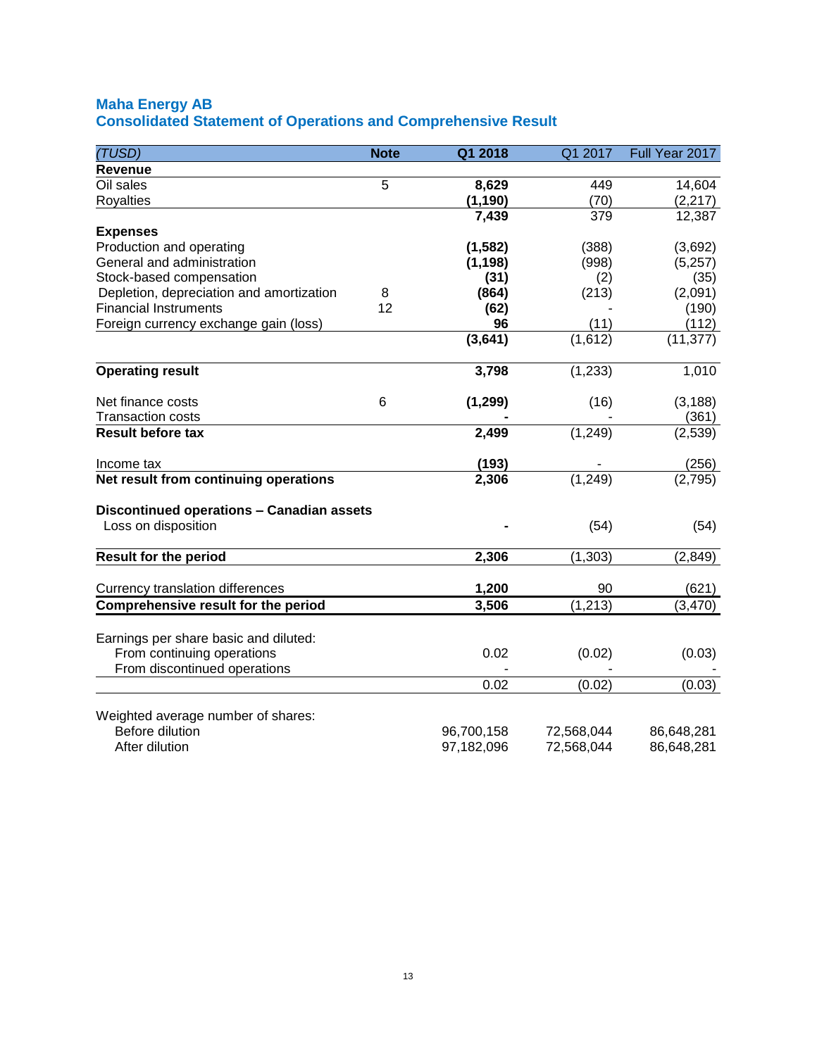# Maha Energy AB
## Consolidated Statement of Operations and Comprehensive Result

| *(TUSD)* | **Note** | **Q1 2018** | Q1 2017 | Full Year 2017 |
|---|---|---|---|---|
| **Revenue** | | | | |
| Oil sales | 5 | **8,629** | 449 | 14,604 |
| Royalties | | **(1,190)** | (70) | (2,217) |
| | | **7,439** | 379 | 12,387 |
| **Expenses** | | | | |
| Production and operating | | **(1,582)** | (388) | (3,692) |
| General and administration | | **(1,198)** | (998) | (5,257) |
| Stock-based compensation | | **(31)** | (2) | (35) |
| Depletion, depreciation and amortization | 8 | **(864)** | (213) | (2,091) |
| Financial Instruments | 12 | **(62)** | - | (190) |
| Foreign currency exchange gain (loss) | | **96** | (11) | (112) |
| | | **(3,641)** | (1,612) | (11,377) |
| **Operating result** | | **3,798** | (1,233) | 1,010 |
| Net finance costs | 6 | **(1,299)** | (16) | (3,188) |
| Transaction costs | | **-** | - | (361) |
| **Result before tax** | | **2,499** | (1,249) | (2,539) |
| Income tax | | **(193)** | - | (256) |
| **Net result from continuing operations** | | **2,306** | (1,249) | (2,795) |
| **Discontinued operations – Canadian assets** | | | | |
| Loss on disposition | | **-** | (54) | (54) |
| **Result for the period** | | **2,306** | (1,303) | (2,849) |
| Currency translation differences | | **1,200** | 90 | (621) |
| **Comprehensive result for the period** | | **3,506** | (1,213) | (3,470) |
| Earnings per share basic and diluted: | | | | |
| From continuing operations | | 0.02 | (0.02) | (0.03) |
| From discontinued operations | | - | - | - |
| | | 0.02 | (0.02) | (0.03) |
| Weighted average number of shares: | | | | |
| Before dilution | | 96,700,158 | 72,568,044 | 86,648,281 |
| After dilution | | 97,182,096 | 72,568,044 | 86,648,281 |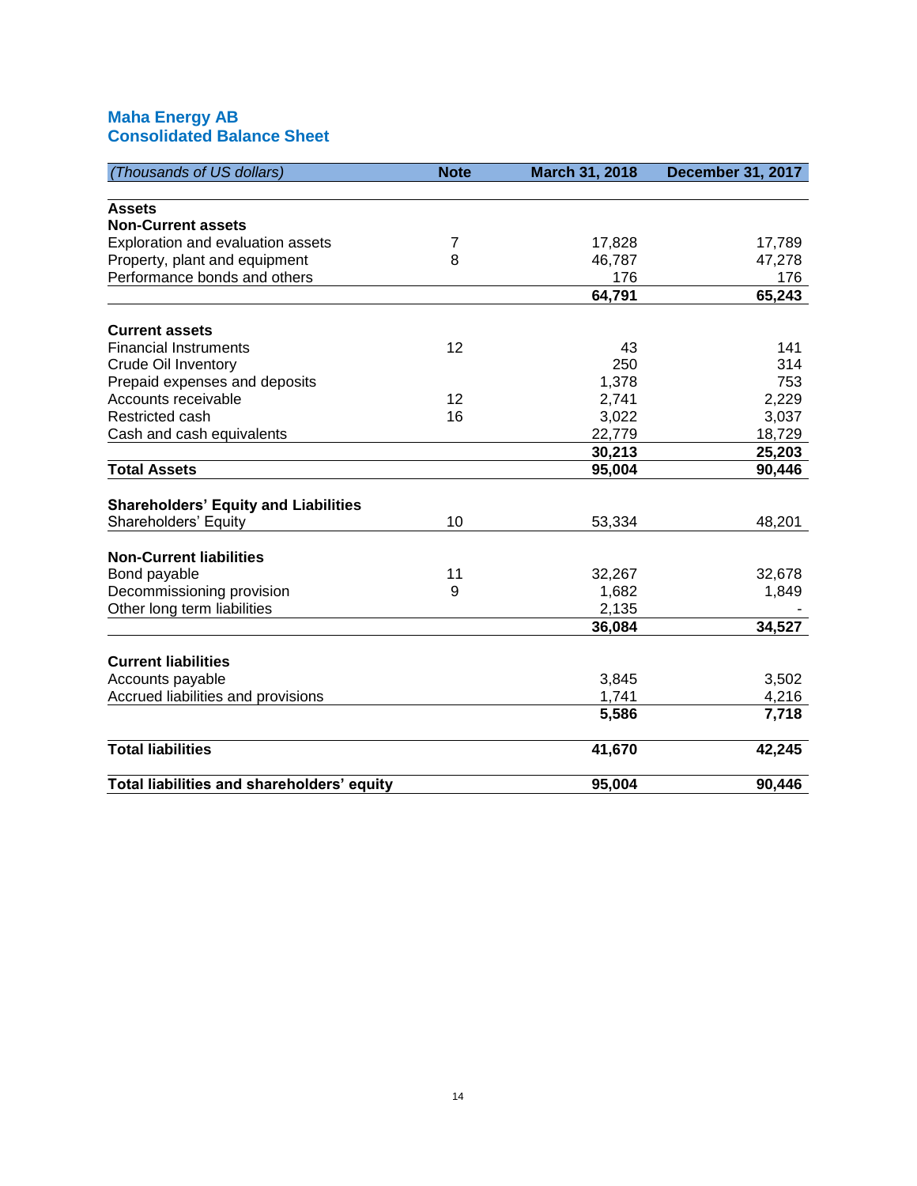## Maha Energy AB
## Consolidated Balance Sheet

| *(Thousands of US dollars)* | Note | March 31, 2018 | December 31, 2017 |
|---|---|---|---|
| **Assets** | | | |
| **Non-Current assets** | | | |
| Exploration and evaluation assets | 7 | 17,828 | 17,789 |
| Property, plant and equipment | 8 | 46,787 | 47,278 |
| Performance bonds and others | | 176 | 176 |
| | | **64,791** | **65,243** |
| **Current assets** | | | |
| Financial Instruments | 12 | 43 | 141 |
| Crude Oil Inventory | | 250 | 314 |
| Prepaid expenses and deposits | | 1,378 | 753 |
| Accounts receivable | 12 | 2,741 | 2,229 |
| Restricted cash | 16 | 3,022 | 3,037 |
| Cash and cash equivalents | | 22,779 | 18,729 |
| | | **30,213** | **25,203** |
| **Total Assets** | | **95,004** | **90,446** |
| **Shareholders' Equity and Liabilities** | | | |
| Shareholders' Equity | 10 | 53,334 | 48,201 |
| **Non-Current liabilities** | | | |
| Bond payable | 11 | 32,267 | 32,678 |
| Decommissioning provision | 9 | 1,682 | 1,849 |
| Other long term liabilities | | 2,135 | - |
| | | **36,084** | **34,527** |
| **Current liabilities** | | | |
| Accounts payable | | 3,845 | 3,502 |
| Accrued liabilities and provisions | | 1,741 | 4,216 |
| | | **5,586** | **7,718** |
| **Total liabilities** | | **41,670** | **42,245** |
| **Total liabilities and shareholders' equity** | | **95,004** | **90,446** |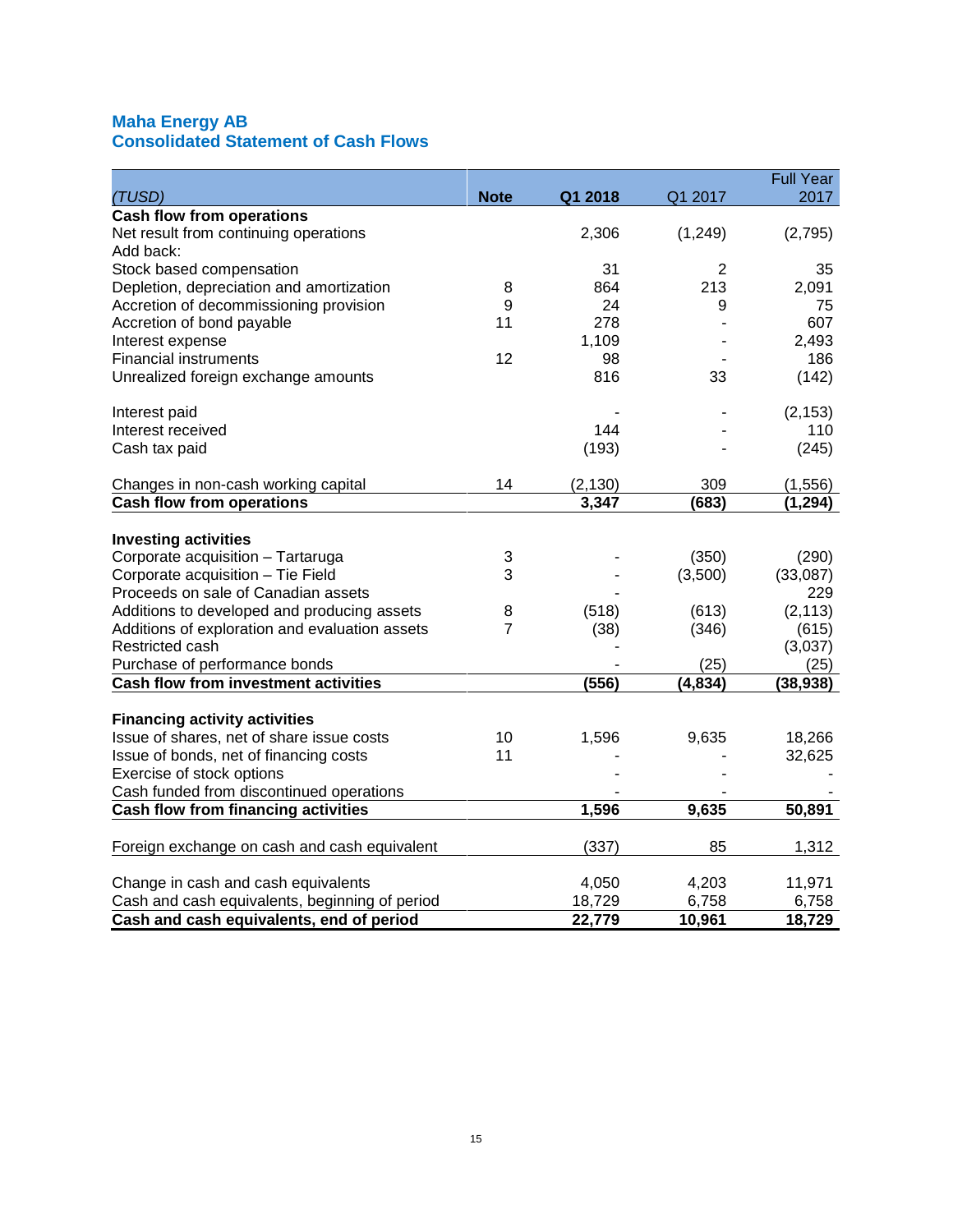## Maha Energy AB
## Consolidated Statement of Cash Flows

| *(TUSD)* | Note | Q1 2018 | Q1 2017 | Full Year 2017 |
|---|---|---|---|---|
| **Cash flow from operations** | | | | |
| Net result from continuing operations | | 2,306 | (1,249) | (2,795) |
| Add back: | | | | |
| Stock based compensation | | 31 | 2 | 35 |
| Depletion, depreciation and amortization | 8 | 864 | 213 | 2,091 |
| Accretion of decommissioning provision | 9 | 24 | 9 | 75 |
| Accretion of bond payable | 11 | 278 | - | 607 |
| Interest expense | | 1,109 | - | 2,493 |
| Financial instruments | 12 | 98 | - | 186 |
| Unrealized foreign exchange amounts | | 816 | 33 | (142) |
| Interest paid | | - | - | (2,153) |
| Interest received | | 144 | - | 110 |
| Cash tax paid | | (193) | - | (245) |
| Changes in non-cash working capital | 14 | (2,130) | 309 | (1,556) |
| **Cash flow from operations** | | **3,347** | **(683)** | **(1,294)** |
| **Investing activities** | | | | |
| Corporate acquisition – Tartaruga | 3 | - | (350) | (290) |
| Corporate acquisition – Tie Field | 3 | - | (3,500) | (33,087) |
| Proceeds on sale of Canadian assets | | - | | 229 |
| Additions to developed and producing assets | 8 | (518) | (613) | (2,113) |
| Additions of exploration and evaluation assets | 7 | (38) | (346) | (615) |
| Restricted cash | | - | | (3,037) |
| Purchase of performance bonds | | - | (25) | (25) |
| **Cash flow from investment activities** | | **(556)** | **(4,834)** | **(38,938)** |
| **Financing activity activities** | | | | |
| Issue of shares, net of share issue costs | 10 | 1,596 | 9,635 | 18,266 |
| Issue of bonds, net of financing costs | 11 | - | - | 32,625 |
| Exercise of stock options | | - | - | - |
| Cash funded from discontinued operations | | - | - | - |
| **Cash flow from financing activities** | | **1,596** | **9,635** | **50,891** |
| Foreign exchange on cash and cash equivalent | | (337) | 85 | 1,312 |
| Change in cash and cash equivalents | | 4,050 | 4,203 | 11,971 |
| Cash and cash equivalents, beginning of period | | 18,729 | 6,758 | 6,758 |
| **Cash and cash equivalents, end of period** | | **22,779** | **10,961** | **18,729** |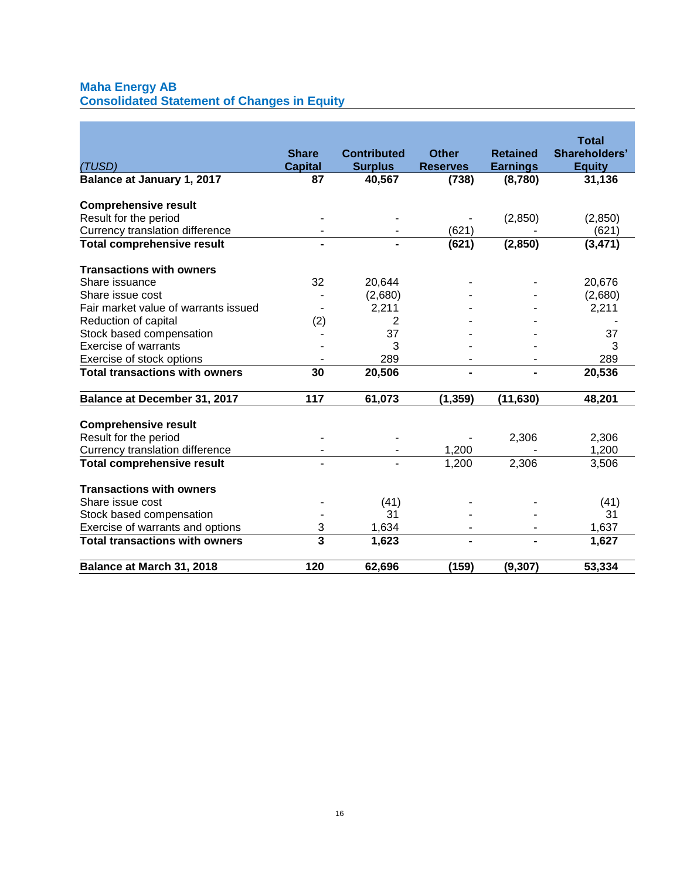## Maha Energy AB
## Consolidated Statement of Changes in Equity

| *(TUSD)* | Share Capital | Contributed Surplus | Other Reserves | Retained Earnings | Total Shareholders' Equity |
|---|---|---|---|---|---|
| **Balance at January 1, 2017** | **87** | **40,567** | **(738)** | **(8,780)** | **31,136** |
| | | | | | |
| **Comprehensive result** | | | | | |
| Result for the period | - | - | - | (2,850) | (2,850) |
| Currency translation difference | - | - | (621) | - | (621) |
| **Total comprehensive result** | **-** | **-** | **(621)** | **(2,850)** | **(3,471)** |
| | | | | | |
| **Transactions with owners** | | | | | |
| Share issuance | 32 | 20,644 | - | - | 20,676 |
| Share issue cost | - | (2,680) | - | - | (2,680) |
| Fair market value of warrants issued | - | 2,211 | - | - | 2,211 |
| Reduction of capital | (2) | 2 | - | - | - |
| Stock based compensation | - | 37 | - | - | 37 |
| Exercise of warrants | - | 3 | - | - | 3 |
| Exercise of stock options | - | 289 | - | - | 289 |
| **Total transactions with owners** | **30** | **20,506** | **-** | **-** | **20,536** |
| | | | | | |
| **Balance at December 31, 2017** | **117** | **61,073** | **(1,359)** | **(11,630)** | **48,201** |
| | | | | | |
| **Comprehensive result** | | | | | |
| Result for the period | - | - | - | 2,306 | 2,306 |
| Currency translation difference | - | - | 1,200 | - | 1,200 |
| **Total comprehensive result** | - | - | 1,200 | 2,306 | 3,506 |
| | | | | | |
| **Transactions with owners** | | | | | |
| Share issue cost | - | (41) | - | - | (41) |
| Stock based compensation | - | 31 | - | - | 31 |
| Exercise of warrants and options | 3 | 1,634 | - | - | 1,637 |
| **Total transactions with owners** | **3** | **1,623** | **-** | **-** | **1,627** |
| | | | | | |
| **Balance at March 31, 2018** | **120** | **62,696** | **(159)** | **(9,307)** | **53,334** |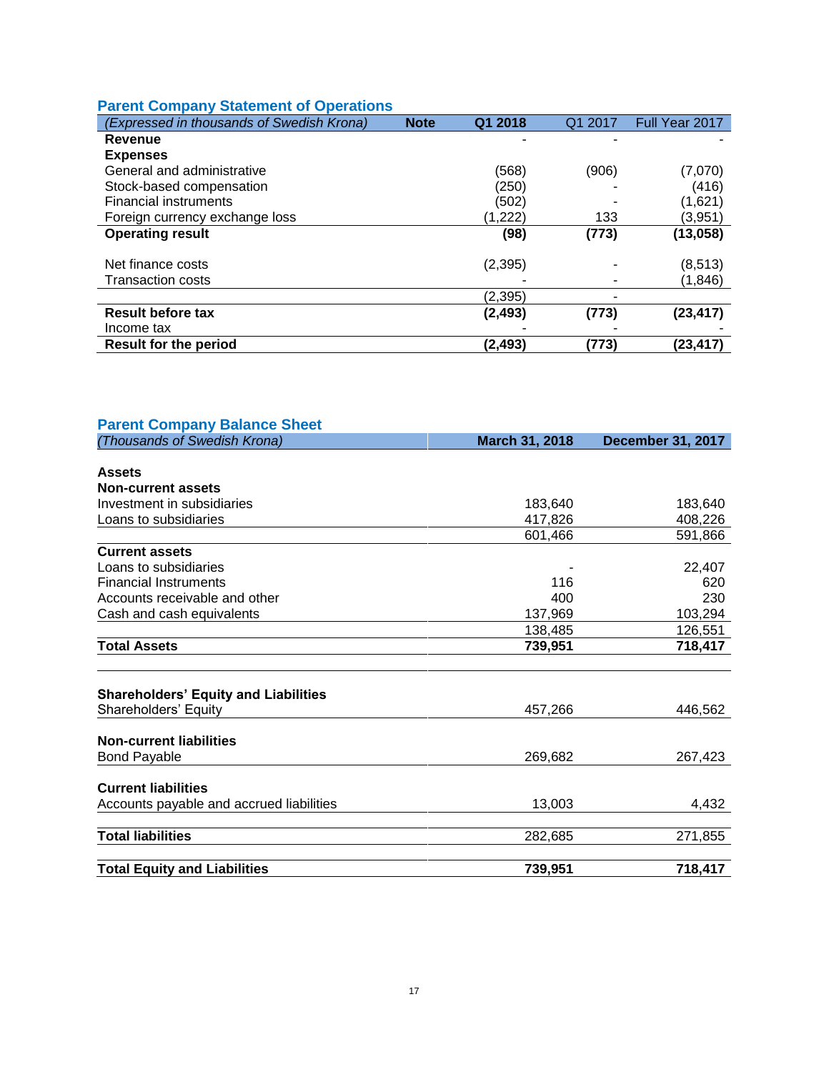## Parent Company Statement of Operations

| *(Expressed in thousands of Swedish Krona)* | Note | Q1 2018 | Q1 2017 | Full Year 2017 |
|---|---|---|---|---|
| **Revenue** | | - | - | - |
| **Expenses** | | | | |
| General and administrative | | (568) | (906) | (7,070) |
| Stock-based compensation | | (250) | - | (416) |
| Financial instruments | | (502) | - | (1,621) |
| Foreign currency exchange loss | | (1,222) | 133 | (3,951) |
| **Operating result** | | **(98)** | **(773)** | **(13,058)** |
| | | | | |
| Net finance costs | | (2,395) | - | (8,513) |
| Transaction costs | | - | - | (1,846) |
| | | (2,395) | - | |
| **Result before tax** | | **(2,493)** | **(773)** | **(23,417)** |
| Income tax | | - | - | - |
| **Result for the period** | | **(2,493)** | **(773)** | **(23,417)** |

## Parent Company Balance Sheet

| *(Thousands of Swedish Krona)* | March 31, 2018 | December 31, 2017 |
|---|---|---|
| **Assets** | | |
| **Non-current assets** | | |
| Investment in subsidiaries | 183,640 | 183,640 |
| Loans to subsidiaries | 417,826 | 408,226 |
| | 601,466 | 591,866 |
| **Current assets** | | |
| Loans to subsidiaries | - | 22,407 |
| Financial Instruments | 116 | 620 |
| Accounts receivable and other | 400 | 230 |
| Cash and cash equivalents | 137,969 | 103,294 |
| | 138,485 | 126,551 |
| **Total Assets** | **739,951** | **718,417** |
| | | |
| **Shareholders' Equity and Liabilities** | | |
| Shareholders' Equity | 457,266 | 446,562 |
| | | |
| **Non-current liabilities** | | |
| Bond Payable | 269,682 | 267,423 |
| | | |
| **Current liabilities** | | |
| Accounts payable and accrued liabilities | 13,003 | 4,432 |
| | | |
| **Total liabilities** | 282,685 | 271,855 |
| | | |
| **Total Equity and Liabilities** | **739,951** | **718,417** |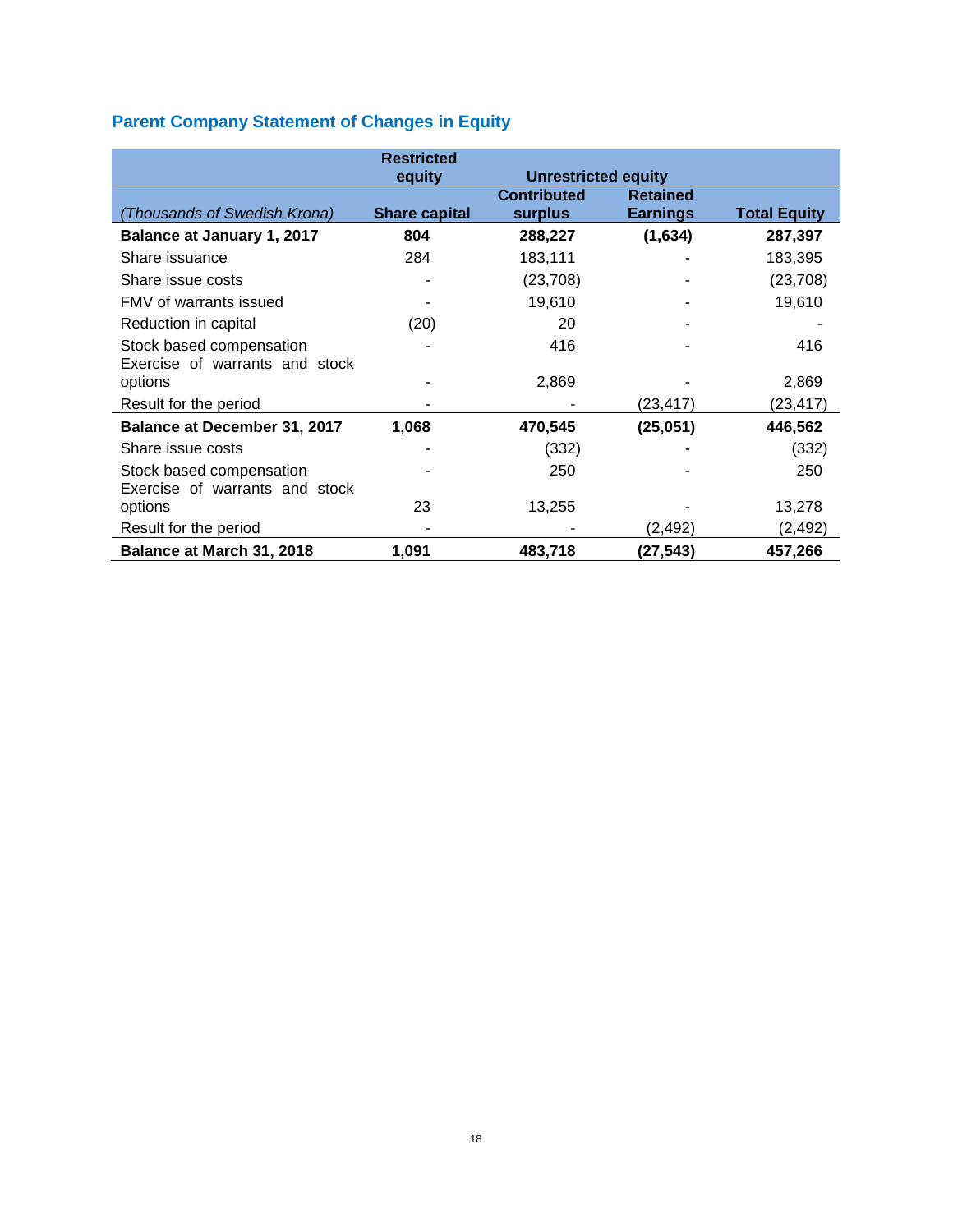## Parent Company Statement of Changes in Equity

| | Restricted equity | Unrestricted equity | | |
|---|---|---|---|---|
| *(Thousands of Swedish Krona)* | Share capital | Contributed surplus | Retained Earnings | Total Equity |
| **Balance at January 1, 2017** | **804** | **288,227** | **(1,634)** | **287,397** |
| Share issuance | 284 | 183,111 | - | 183,395 |
| Share issue costs | - | (23,708) | - | (23,708) |
| FMV of warrants issued | - | 19,610 | - | 19,610 |
| Reduction in capital | (20) | 20 | - | - |
| Stock based compensation | - | 416 | - | 416 |
| Exercise of warrants and stock options | - | 2,869 | - | 2,869 |
| Result for the period | - | - | (23,417) | (23,417) |
| **Balance at December 31, 2017** | **1,068** | **470,545** | **(25,051)** | **446,562** |
| Share issue costs | - | (332) | - | (332) |
| Stock based compensation | - | 250 | - | 250 |
| Exercise of warrants and stock options | 23 | 13,255 | - | 13,278 |
| Result for the period | - | - | (2,492) | (2,492) |
| **Balance at March 31, 2018** | **1,091** | **483,718** | **(27,543)** | **457,266** |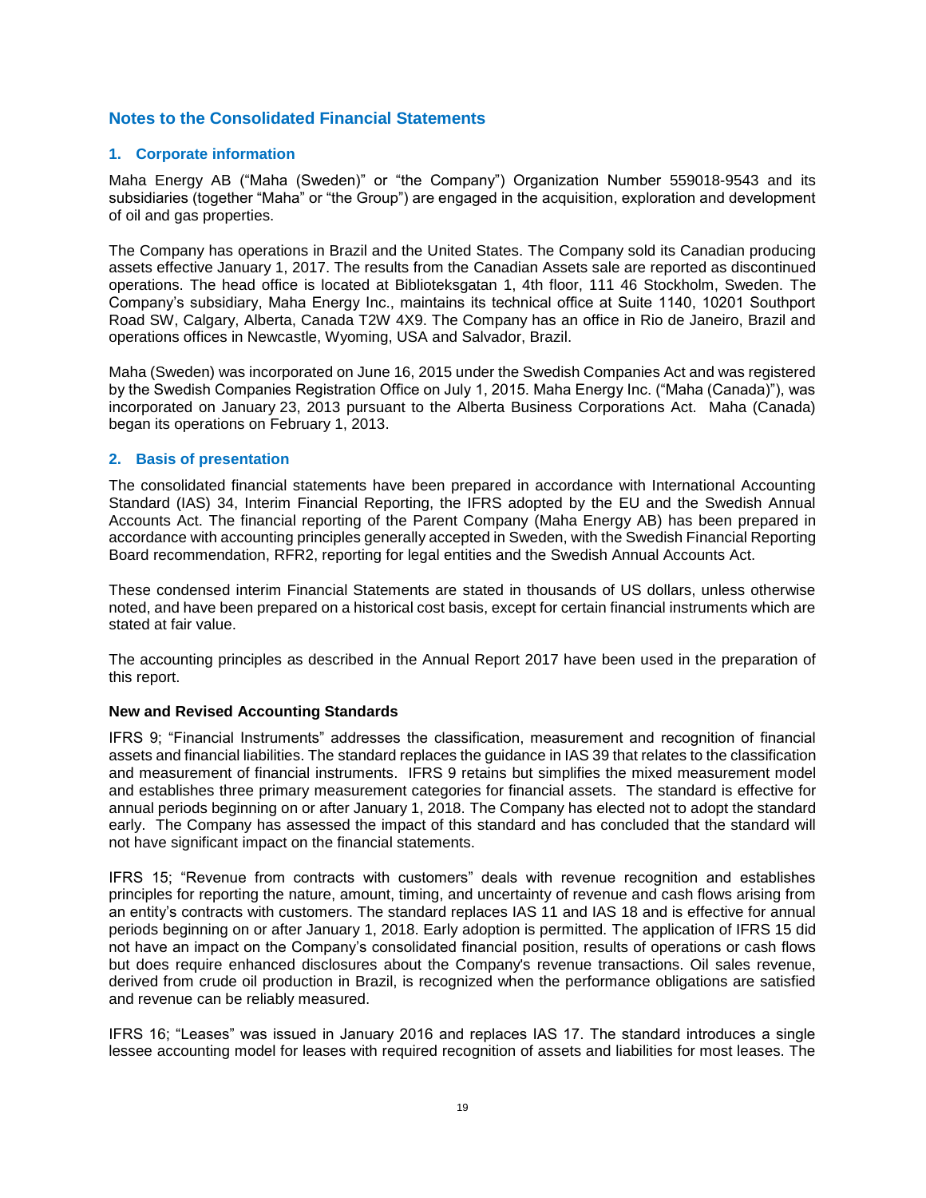# Notes to the Consolidated Financial Statements

## 1. Corporate information

Maha Energy AB ("Maha (Sweden)" or "the Company") Organization Number 559018-9543 and its subsidiaries (together "Maha" or "the Group") are engaged in the acquisition, exploration and development of oil and gas properties.

The Company has operations in Brazil and the United States. The Company sold its Canadian producing assets effective January 1, 2017. The results from the Canadian Assets sale are reported as discontinued operations. The head office is located at Biblioteksgatan 1, 4th floor, 111 46 Stockholm, Sweden. The Company's subsidiary, Maha Energy Inc., maintains its technical office at Suite 1140, 10201 Southport Road SW, Calgary, Alberta, Canada T2W 4X9. The Company has an office in Rio de Janeiro, Brazil and operations offices in Newcastle, Wyoming, USA and Salvador, Brazil.

Maha (Sweden) was incorporated on June 16, 2015 under the Swedish Companies Act and was registered by the Swedish Companies Registration Office on July 1, 2015. Maha Energy Inc. ("Maha (Canada)"), was incorporated on January 23, 2013 pursuant to the Alberta Business Corporations Act. Maha (Canada) began its operations on February 1, 2013.

## 2. Basis of presentation

The consolidated financial statements have been prepared in accordance with International Accounting Standard (IAS) 34, Interim Financial Reporting, the IFRS adopted by the EU and the Swedish Annual Accounts Act. The financial reporting of the Parent Company (Maha Energy AB) has been prepared in accordance with accounting principles generally accepted in Sweden, with the Swedish Financial Reporting Board recommendation, RFR2, reporting for legal entities and the Swedish Annual Accounts Act.

These condensed interim Financial Statements are stated in thousands of US dollars, unless otherwise noted, and have been prepared on a historical cost basis, except for certain financial instruments which are stated at fair value.

The accounting principles as described in the Annual Report 2017 have been used in the preparation of this report.

### New and Revised Accounting Standards

IFRS 9; "Financial Instruments" addresses the classification, measurement and recognition of financial assets and financial liabilities. The standard replaces the guidance in IAS 39 that relates to the classification and measurement of financial instruments. IFRS 9 retains but simplifies the mixed measurement model and establishes three primary measurement categories for financial assets. The standard is effective for annual periods beginning on or after January 1, 2018. The Company has elected not to adopt the standard early. The Company has assessed the impact of this standard and has concluded that the standard will not have significant impact on the financial statements.

IFRS 15; "Revenue from contracts with customers" deals with revenue recognition and establishes principles for reporting the nature, amount, timing, and uncertainty of revenue and cash flows arising from an entity's contracts with customers. The standard replaces IAS 11 and IAS 18 and is effective for annual periods beginning on or after January 1, 2018. Early adoption is permitted. The application of IFRS 15 did not have an impact on the Company's consolidated financial position, results of operations or cash flows but does require enhanced disclosures about the Company's revenue transactions. Oil sales revenue, derived from crude oil production in Brazil, is recognized when the performance obligations are satisfied and revenue can be reliably measured.

IFRS 16; "Leases" was issued in January 2016 and replaces IAS 17. The standard introduces a single lessee accounting model for leases with required recognition of assets and liabilities for most leases. The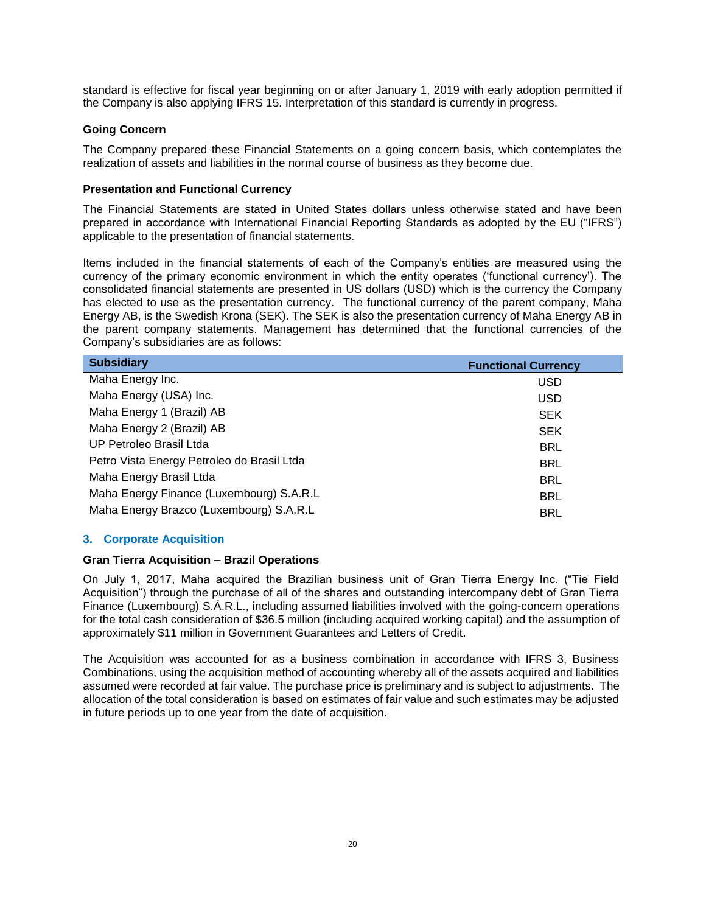standard is effective for fiscal year beginning on or after January 1, 2019 with early adoption permitted if the Company is also applying IFRS 15. Interpretation of this standard is currently in progress.

**Going Concern**

The Company prepared these Financial Statements on a going concern basis, which contemplates the realization of assets and liabilities in the normal course of business as they become due.

**Presentation and Functional Currency**

The Financial Statements are stated in United States dollars unless otherwise stated and have been prepared in accordance with International Financial Reporting Standards as adopted by the EU ("IFRS") applicable to the presentation of financial statements.

Items included in the financial statements of each of the Company's entities are measured using the currency of the primary economic environment in which the entity operates ('functional currency'). The consolidated financial statements are presented in US dollars (USD) which is the currency the Company has elected to use as the presentation currency. The functional currency of the parent company, Maha Energy AB, is the Swedish Krona (SEK). The SEK is also the presentation currency of Maha Energy AB in the parent company statements. Management has determined that the functional currencies of the Company's subsidiaries are as follows:

| Subsidiary | Functional Currency |
|---|---|
| Maha Energy Inc. | USD |
| Maha Energy (USA) Inc. | USD |
| Maha Energy 1 (Brazil) AB | SEK |
| Maha Energy 2 (Brazil) AB | SEK |
| UP Petroleo Brasil Ltda | BRL |
| Petro Vista Energy Petroleo do Brasil Ltda | BRL |
| Maha Energy Brasil Ltda | BRL |
| Maha Energy Finance (Luxembourg) S.A.R.L | BRL |
| Maha Energy Brazco (Luxembourg) S.A.R.L | BRL |

## 3. Corporate Acquisition

**Gran Tierra Acquisition – Brazil Operations**

On July 1, 2017, Maha acquired the Brazilian business unit of Gran Tierra Energy Inc. ("Tie Field Acquisition") through the purchase of all of the shares and outstanding intercompany debt of Gran Tierra Finance (Luxembourg) S.Á.R.L., including assumed liabilities involved with the going-concern operations for the total cash consideration of $36.5 million (including acquired working capital) and the assumption of approximately $11 million in Government Guarantees and Letters of Credit.

The Acquisition was accounted for as a business combination in accordance with IFRS 3, Business Combinations, using the acquisition method of accounting whereby all of the assets acquired and liabilities assumed were recorded at fair value. The purchase price is preliminary and is subject to adjustments. The allocation of the total consideration is based on estimates of fair value and such estimates may be adjusted in future periods up to one year from the date of acquisition.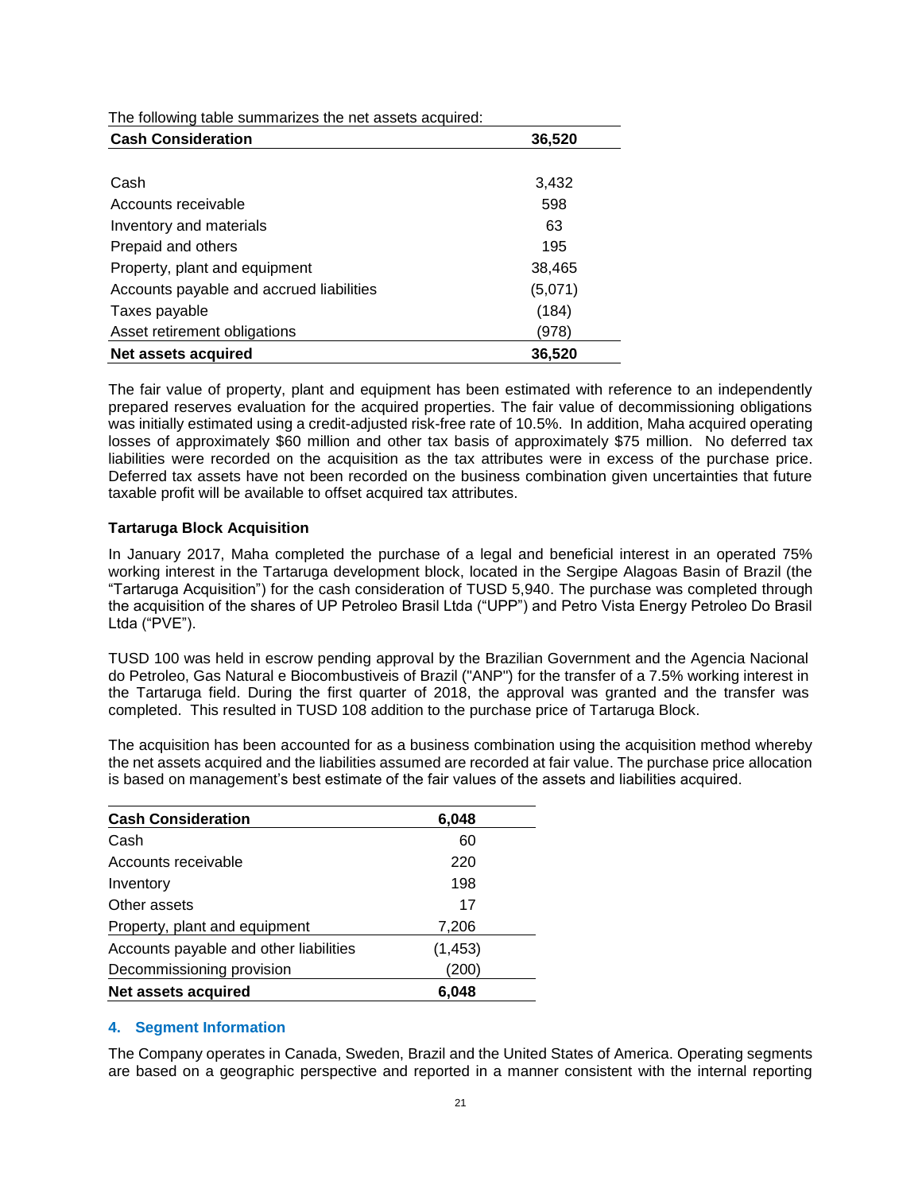The following table summarizes the net assets acquired:

| **Cash Consideration** | **36,520** |
|---|---|
| Cash | 3,432 |
| Accounts receivable | 598 |
| Inventory and materials | 63 |
| Prepaid and others | 195 |
| Property, plant and equipment | 38,465 |
| Accounts payable and accrued liabilities | (5,071) |
| Taxes payable | (184) |
| Asset retirement obligations | (978) |
| **Net assets acquired** | **36,520** |

The fair value of property, plant and equipment has been estimated with reference to an independently prepared reserves evaluation for the acquired properties. The fair value of decommissioning obligations was initially estimated using a credit-adjusted risk-free rate of 10.5%. In addition, Maha acquired operating losses of approximately $60 million and other tax basis of approximately $75 million. No deferred tax liabilities were recorded on the acquisition as the tax attributes were in excess of the purchase price. Deferred tax assets have not been recorded on the business combination given uncertainties that future taxable profit will be available to offset acquired tax attributes.

**Tartaruga Block Acquisition**

In January 2017, Maha completed the purchase of a legal and beneficial interest in an operated 75% working interest in the Tartaruga development block, located in the Sergipe Alagoas Basin of Brazil (the "Tartaruga Acquisition") for the cash consideration of TUSD 5,940. The purchase was completed through the acquisition of the shares of UP Petroleo Brasil Ltda ("UPP") and Petro Vista Energy Petroleo Do Brasil Ltda ("PVE").

TUSD 100 was held in escrow pending approval by the Brazilian Government and the Agencia Nacional do Petroleo, Gas Natural e Biocombustiveis of Brazil ("ANP") for the transfer of a 7.5% working interest in the Tartaruga field. During the first quarter of 2018, the approval was granted and the transfer was completed. This resulted in TUSD 108 addition to the purchase price of Tartaruga Block.

The acquisition has been accounted for as a business combination using the acquisition method whereby the net assets acquired and the liabilities assumed are recorded at fair value. The purchase price allocation is based on management's best estimate of the fair values of the assets and liabilities acquired.

| **Cash Consideration** | **6,048** |
|---|---|
| Cash | 60 |
| Accounts receivable | 220 |
| Inventory | 198 |
| Other assets | 17 |
| Property, plant and equipment | 7,206 |
| Accounts payable and other liabilities | (1,453) |
| Decommissioning provision | (200) |
| **Net assets acquired** | **6,048** |

## 4. Segment Information

The Company operates in Canada, Sweden, Brazil and the United States of America. Operating segments are based on a geographic perspective and reported in a manner consistent with the internal reporting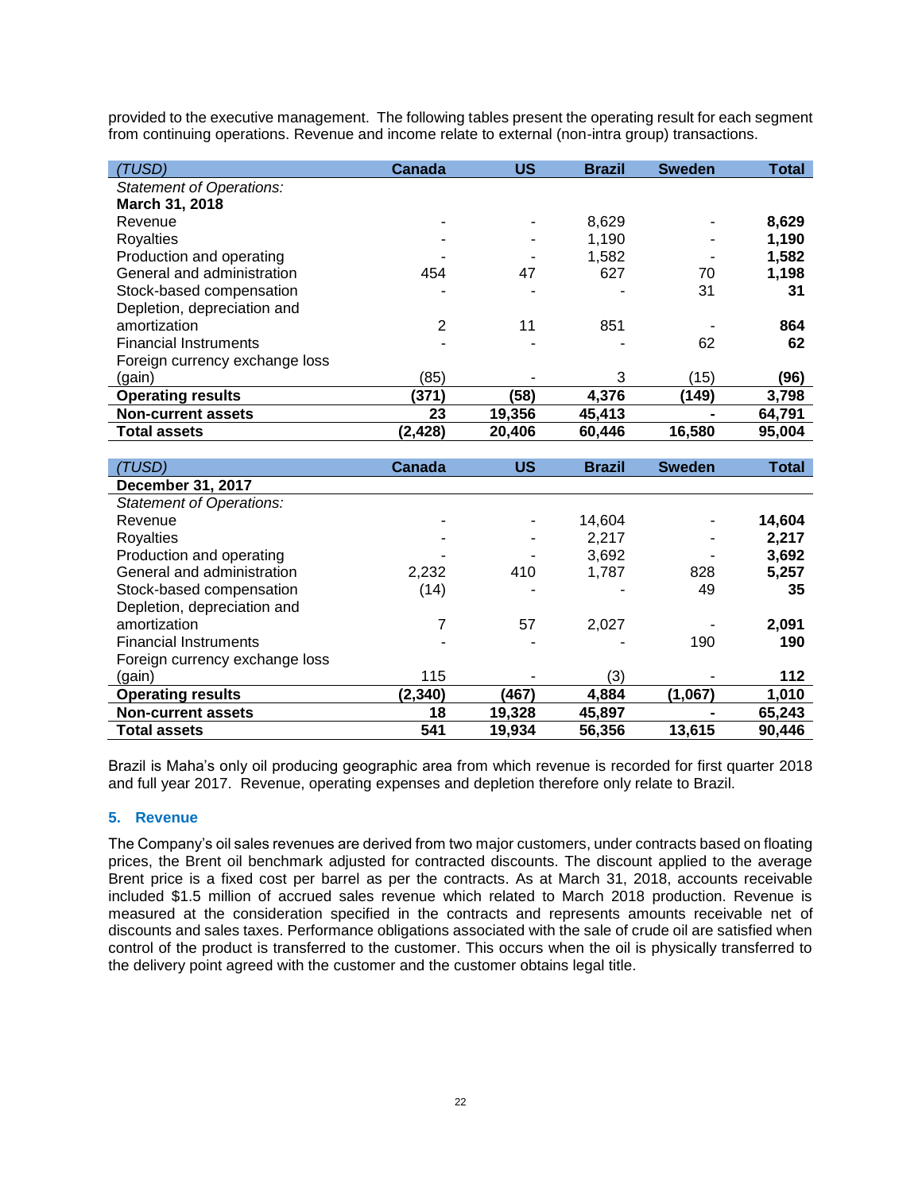provided to the executive management. The following tables present the operating result for each segment from continuing operations. Revenue and income relate to external (non-intra group) transactions.

| *(TUSD)* | Canada | US | Brazil | Sweden | Total |
|---|---|---|---|---|---|
| *Statement of Operations:* | | | | | |
| **March 31, 2018** | | | | | |
| Revenue | - | - | 8,629 | - | **8,629** |
| Royalties | - | - | 1,190 | - | **1,190** |
| Production and operating | - | - | 1,582 | - | **1,582** |
| General and administration | 454 | 47 | 627 | 70 | **1,198** |
| Stock-based compensation | - | - | - | 31 | **31** |
| Depletion, depreciation and amortization | 2 | 11 | 851 | - | **864** |
| Financial Instruments | - | - | - | 62 | **62** |
| Foreign currency exchange loss (gain) | (85) | - | 3 | (15) | **(96)** |
| **Operating results** | **(371)** | **(58)** | **4,376** | **(149)** | **3,798** |
| **Non-current assets** | **23** | **19,356** | **45,413** | **-** | **64,791** |
| **Total assets** | **(2,428)** | **20,406** | **60,446** | **16,580** | **95,004** |

| *(TUSD)* | Canada | US | Brazil | Sweden | Total |
|---|---|---|---|---|---|
| **December 31, 2017** | | | | | |
| *Statement of Operations:* | | | | | |
| Revenue | - | - | 14,604 | - | **14,604** |
| Royalties | - | - | 2,217 | - | **2,217** |
| Production and operating | - | - | 3,692 | - | **3,692** |
| General and administration | 2,232 | 410 | 1,787 | 828 | **5,257** |
| Stock-based compensation | (14) | - | - | 49 | **35** |
| Depletion, depreciation and amortization | 7 | 57 | 2,027 | - | **2,091** |
| Financial Instruments | - | - | - | 190 | **190** |
| Foreign currency exchange loss (gain) | 115 | - | (3) | - | **112** |
| **Operating results** | **(2,340)** | **(467)** | **4,884** | **(1,067)** | **1,010** |
| **Non-current assets** | **18** | **19,328** | **45,897** | **-** | **65,243** |
| **Total assets** | **541** | **19,934** | **56,356** | **13,615** | **90,446** |

Brazil is Maha's only oil producing geographic area from which revenue is recorded for first quarter 2018 and full year 2017. Revenue, operating expenses and depletion therefore only relate to Brazil.

## 5. Revenue

The Company's oil sales revenues are derived from two major customers, under contracts based on floating prices, the Brent oil benchmark adjusted for contracted discounts. The discount applied to the average Brent price is a fixed cost per barrel as per the contracts. As at March 31, 2018, accounts receivable included $1.5 million of accrued sales revenue which related to March 2018 production. Revenue is measured at the consideration specified in the contracts and represents amounts receivable net of discounts and sales taxes. Performance obligations associated with the sale of crude oil are satisfied when control of the product is transferred to the customer. This occurs when the oil is physically transferred to the delivery point agreed with the customer and the customer obtains legal title.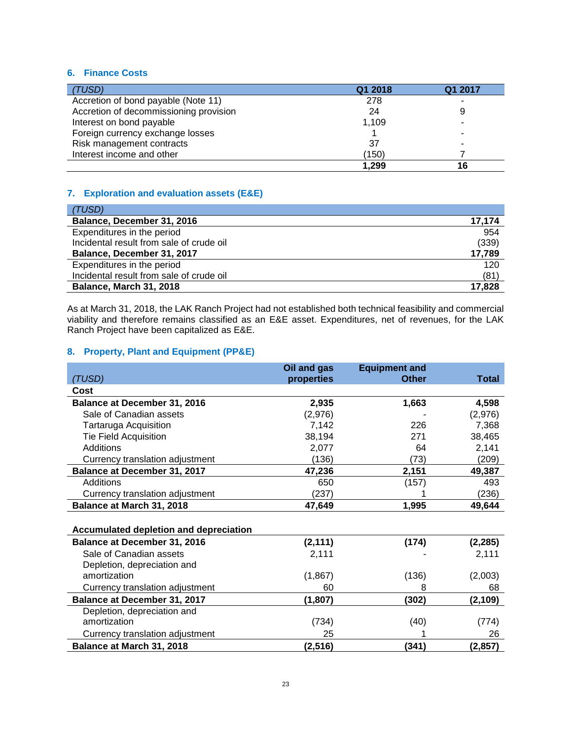## 6. Finance Costs

| *(TUSD)* | Q1 2018 | Q1 2017 |
|---|---|---|
| Accretion of bond payable (Note 11) | 278 | - |
| Accretion of decommissioning provision | 24 | 9 |
| Interest on bond payable | 1,109 | - |
| Foreign currency exchange losses | 1 | - |
| Risk management contracts | 37 | - |
| Interest income and other | (150) | 7 |
| | **1,299** | **16** |

## 7. Exploration and evaluation assets (E&E)

| *(TUSD)* | |
|---|---|
| **Balance, December 31, 2016** | **17,174** |
| Expenditures in the period | 954 |
| Incidental result from sale of crude oil | (339) |
| **Balance, December 31, 2017** | **17,789** |
| Expenditures in the period | 120 |
| Incidental result from sale of crude oil | (81) |
| **Balance, March 31, 2018** | **17,828** |

As at March 31, 2018, the LAK Ranch Project had not established both technical feasibility and commercial viability and therefore remains classified as an E&E asset. Expenditures, net of revenues, for the LAK Ranch Project have been capitalized as E&E.

## 8. Property, Plant and Equipment (PP&E)

| *(TUSD)* | Oil and gas properties | Equipment and Other | Total |
|---|---|---|---|
| **Cost** | | | |
| **Balance at December 31, 2016** | **2,935** | **1,663** | **4,598** |
| Sale of Canadian assets | (2,976) | - | (2,976) |
| Tartaruga Acquisition | 7,142 | 226 | 7,368 |
| Tie Field Acquisition | 38,194 | 271 | 38,465 |
| Additions | 2,077 | 64 | 2,141 |
| Currency translation adjustment | (136) | (73) | (209) |
| **Balance at December 31, 2017** | **47,236** | **2,151** | **49,387** |
| Additions | 650 | (157) | 493 |
| Currency translation adjustment | (237) | 1 | (236) |
| **Balance at March 31, 2018** | **47,649** | **1,995** | **49,644** |
| | | | |
| **Accumulated depletion and depreciation** | | | |
| **Balance at December 31, 2016** | **(2,111)** | **(174)** | **(2,285)** |
| Sale of Canadian assets | 2,111 | - | 2,111 |
| Depletion, depreciation and amortization | (1,867) | (136) | (2,003) |
| Currency translation adjustment | 60 | 8 | 68 |
| **Balance at December 31, 2017** | **(1,807)** | **(302)** | **(2,109)** |
| Depletion, depreciation and amortization | (734) | (40) | (774) |
| Currency translation adjustment | 25 | 1 | 26 |
| **Balance at March 31, 2018** | **(2,516)** | **(341)** | **(2,857)** |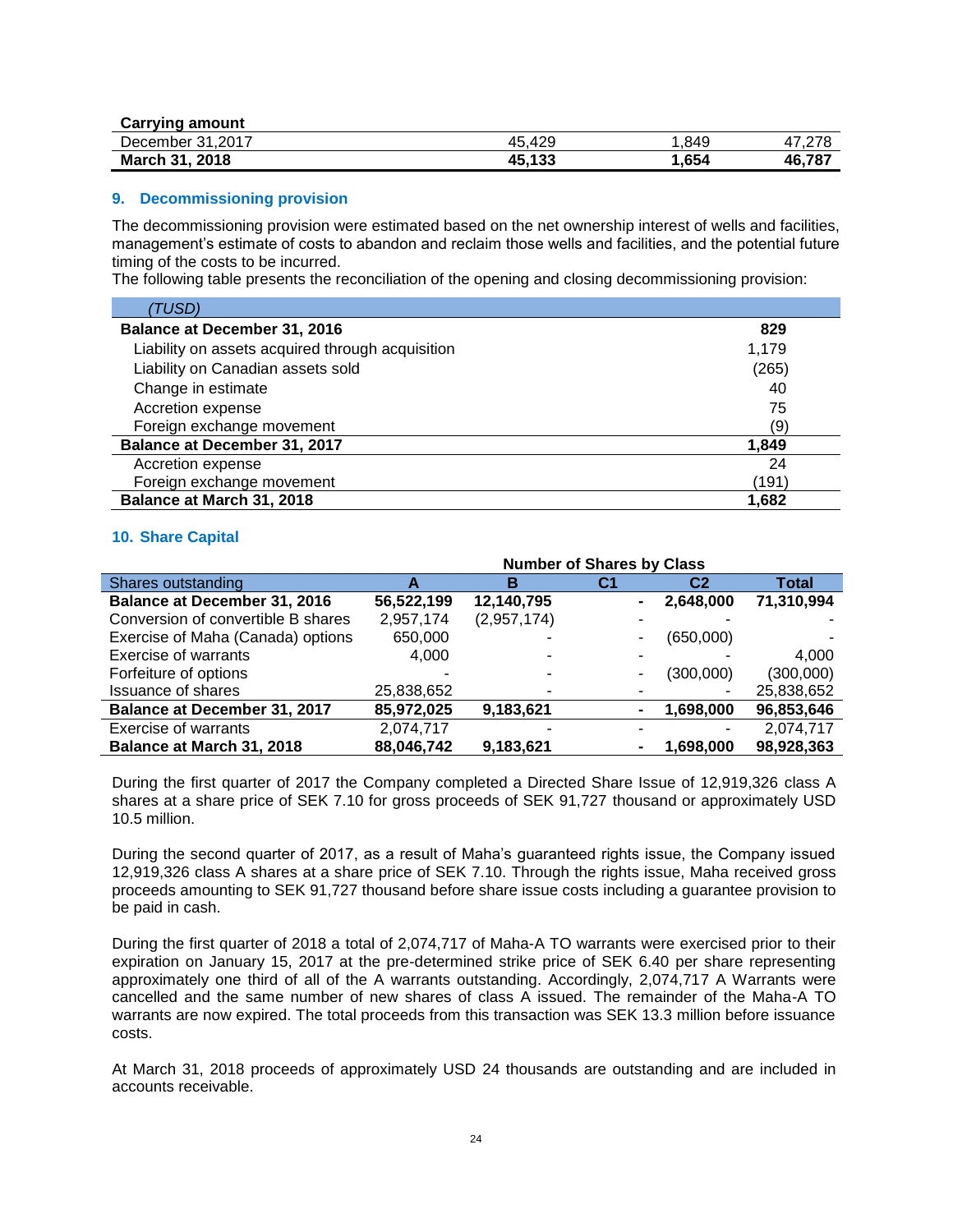| | | | |
|---|---|---|---|
| **Carrying amount** | | | |
| December 31,2017 | 45,429 | 1,849 | 47,278 |
| **March 31, 2018** | **45,133** | **1,654** | **46,787** |

## 9. Decommissioning provision

The decommissioning provision were estimated based on the net ownership interest of wells and facilities, management's estimate of costs to abandon and reclaim those wells and facilities, and the potential future timing of the costs to be incurred.
The following table presents the reconciliation of the opening and closing decommissioning provision:

| *(TUSD)* | |
|---|---|
| **Balance at December 31, 2016** | **829** |
| Liability on assets acquired through acquisition | 1,179 |
| Liability on Canadian assets sold | (265) |
| Change in estimate | 40 |
| Accretion expense | 75 |
| Foreign exchange movement | (9) |
| **Balance at December 31, 2017** | **1,849** |
| Accretion expense | 24 |
| Foreign exchange movement | (191) |
| **Balance at March 31, 2018** | **1,682** |

## 10. Share Capital

| | Number of Shares by Class | | | | |
|---|---|---|---|---|---|
| Shares outstanding | A | B | C1 | C2 | Total |
| **Balance at December 31, 2016** | **56,522,199** | **12,140,795** | **-** | **2,648,000** | **71,310,994** |
| Conversion of convertible B shares | 2,957,174 | (2,957,174) | - | - | - |
| Exercise of Maha (Canada) options | 650,000 | - | - | (650,000) | - |
| Exercise of warrants | 4,000 | - | - | - | 4,000 |
| Forfeiture of options | - | - | - | (300,000) | (300,000) |
| Issuance of shares | 25,838,652 | - | - | - | 25,838,652 |
| **Balance at December 31, 2017** | **85,972,025** | **9,183,621** | **-** | **1,698,000** | **96,853,646** |
| Exercise of warrants | 2,074,717 | - | - | - | 2,074,717 |
| **Balance at March 31, 2018** | **88,046,742** | **9,183,621** | **-** | **1,698,000** | **98,928,363** |

During the first quarter of 2017 the Company completed a Directed Share Issue of 12,919,326 class A shares at a share price of SEK 7.10 for gross proceeds of SEK 91,727 thousand or approximately USD 10.5 million.

During the second quarter of 2017, as a result of Maha's guaranteed rights issue, the Company issued 12,919,326 class A shares at a share price of SEK 7.10. Through the rights issue, Maha received gross proceeds amounting to SEK 91,727 thousand before share issue costs including a guarantee provision to be paid in cash.

During the first quarter of 2018 a total of 2,074,717 of Maha-A TO warrants were exercised prior to their expiration on January 15, 2017 at the pre-determined strike price of SEK 6.40 per share representing approximately one third of all of the A warrants outstanding. Accordingly, 2,074,717 A Warrants were cancelled and the same number of new shares of class A issued. The remainder of the Maha-A TO warrants are now expired. The total proceeds from this transaction was SEK 13.3 million before issuance costs.

At March 31, 2018 proceeds of approximately USD 24 thousands are outstanding and are included in accounts receivable.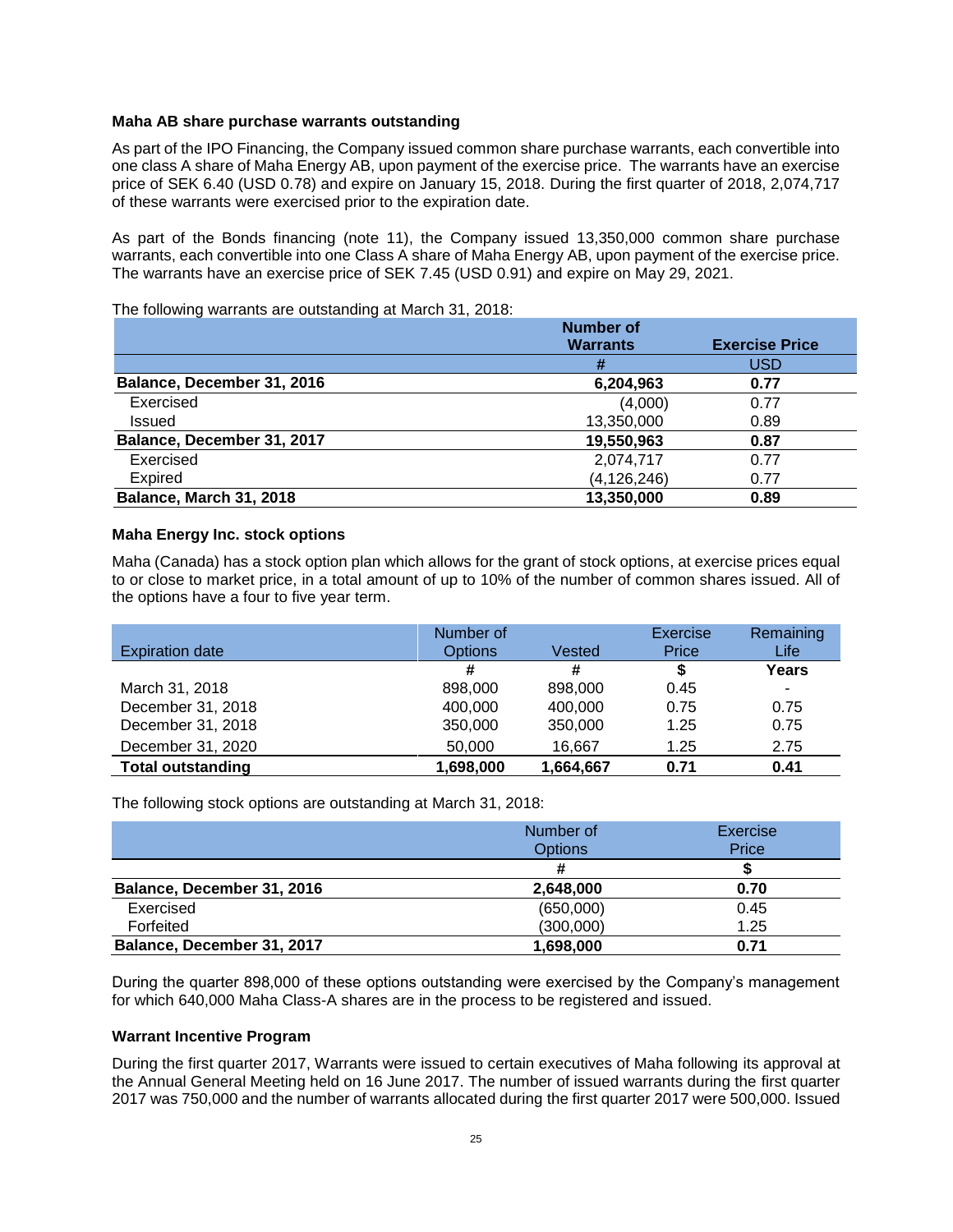### Maha AB share purchase warrants outstanding

As part of the IPO Financing, the Company issued common share purchase warrants, each convertible into one class A share of Maha Energy AB, upon payment of the exercise price. The warrants have an exercise price of SEK 6.40 (USD 0.78) and expire on January 15, 2018. During the first quarter of 2018, 2,074,717 of these warrants were exercised prior to the expiration date.

As part of the Bonds financing (note 11), the Company issued 13,350,000 common share purchase warrants, each convertible into one Class A share of Maha Energy AB, upon payment of the exercise price. The warrants have an exercise price of SEK 7.45 (USD 0.91) and expire on May 29, 2021.

The following warrants are outstanding at March 31, 2018:

| | Number of Warrants | Exercise Price |
|---|---|---|
| | # | USD |
| **Balance, December 31, 2016** | **6,204,963** | **0.77** |
| Exercised | (4,000) | 0.77 |
| Issued | 13,350,000 | 0.89 |
| **Balance, December 31, 2017** | **19,550,963** | **0.87** |
| Exercised | 2,074,717 | 0.77 |
| Expired | (4,126,246) | 0.77 |
| **Balance, March 31, 2018** | **13,350,000** | **0.89** |

### Maha Energy Inc. stock options

Maha (Canada) has a stock option plan which allows for the grant of stock options, at exercise prices equal to or close to market price, in a total amount of up to 10% of the number of common shares issued. All of the options have a four to five year term.

| Expiration date | Number of Options | Vested | Exercise Price | Remaining Life |
|---|---|---|---|---|
| | # | # | $ | **Years** |
| March 31, 2018 | 898,000 | 898,000 | 0.45 | - |
| December 31, 2018 | 400,000 | 400,000 | 0.75 | 0.75 |
| December 31, 2018 | 350,000 | 350,000 | 1.25 | 0.75 |
| December 31, 2020 | 50,000 | 16,667 | 1.25 | 2.75 |
| **Total outstanding** | **1,698,000** | **1,664,667** | **0.71** | **0.41** |

The following stock options are outstanding at March 31, 2018:

| | Number of Options | Exercise Price |
|---|---|---|
| | # | $ |
| **Balance, December 31, 2016** | **2,648,000** | **0.70** |
| Exercised | (650,000) | 0.45 |
| Forfeited | (300,000) | 1.25 |
| **Balance, December 31, 2017** | **1,698,000** | **0.71** |

During the quarter 898,000 of these options outstanding were exercised by the Company's management for which 640,000 Maha Class-A shares are in the process to be registered and issued.

### Warrant Incentive Program

During the first quarter 2017, Warrants were issued to certain executives of Maha following its approval at the Annual General Meeting held on 16 June 2017. The number of issued warrants during the first quarter 2017 was 750,000 and the number of warrants allocated during the first quarter 2017 were 500,000. Issued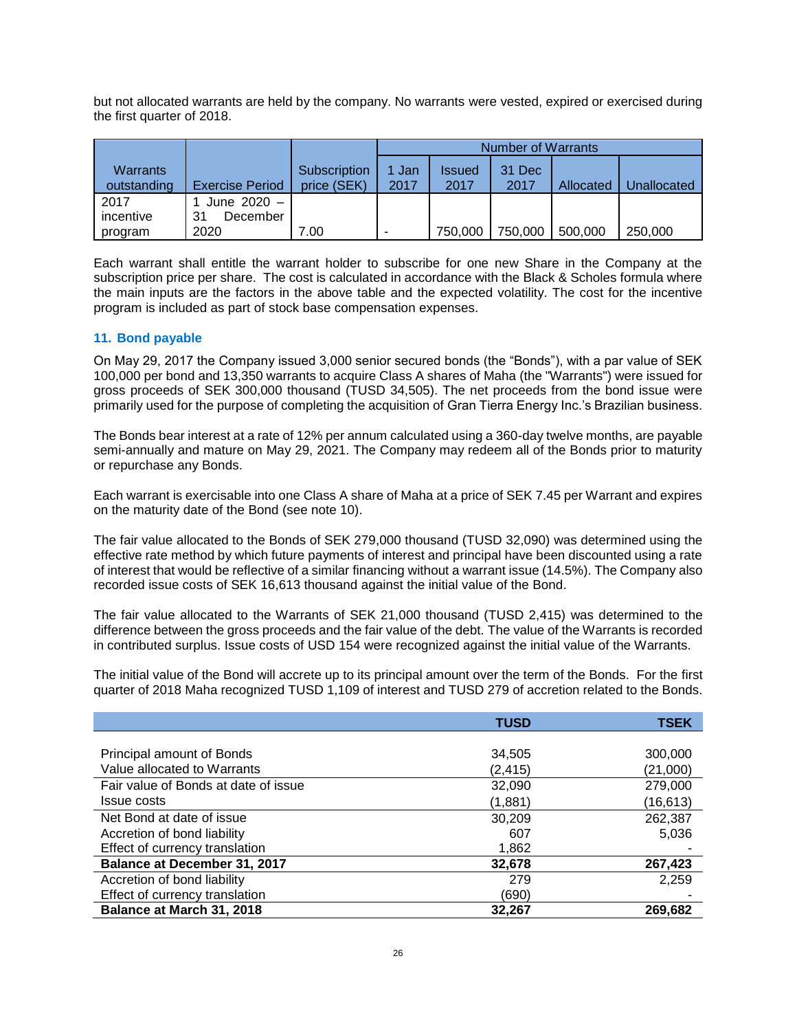but not allocated warrants are held by the company. No warrants were vested, expired or exercised during the first quarter of 2018.

| Warrants outstanding | Exercise Period | Subscription price (SEK) | Number of Warrants | | | | |
|---|---|---|---|---|---|---|---|
| | | | 1 Jan 2017 | Issued 2017 | 31 Dec 2017 | Allocated | Unallocated |
| 2017 incentive program | 1 June 2020 – 31 December 2020 | 7.00 | - | 750,000 | 750,000 | 500,000 | 250,000 |

Each warrant shall entitle the warrant holder to subscribe for one new Share in the Company at the subscription price per share. The cost is calculated in accordance with the Black & Scholes formula where the main inputs are the factors in the above table and the expected volatility. The cost for the incentive program is included as part of stock base compensation expenses.

### 11. Bond payable

On May 29, 2017 the Company issued 3,000 senior secured bonds (the "Bonds"), with a par value of SEK 100,000 per bond and 13,350 warrants to acquire Class A shares of Maha (the "Warrants") were issued for gross proceeds of SEK 300,000 thousand (TUSD 34,505). The net proceeds from the bond issue were primarily used for the purpose of completing the acquisition of Gran Tierra Energy Inc.'s Brazilian business.

The Bonds bear interest at a rate of 12% per annum calculated using a 360-day twelve months, are payable semi-annually and mature on May 29, 2021. The Company may redeem all of the Bonds prior to maturity or repurchase any Bonds.

Each warrant is exercisable into one Class A share of Maha at a price of SEK 7.45 per Warrant and expires on the maturity date of the Bond (see note 10).

The fair value allocated to the Bonds of SEK 279,000 thousand (TUSD 32,090) was determined using the effective rate method by which future payments of interest and principal have been discounted using a rate of interest that would be reflective of a similar financing without a warrant issue (14.5%). The Company also recorded issue costs of SEK 16,613 thousand against the initial value of the Bond.

The fair value allocated to the Warrants of SEK 21,000 thousand (TUSD 2,415) was determined to the difference between the gross proceeds and the fair value of the debt. The value of the Warrants is recorded in contributed surplus. Issue costs of USD 154 were recognized against the initial value of the Warrants.

The initial value of the Bond will accrete up to its principal amount over the term of the Bonds. For the first quarter of 2018 Maha recognized TUSD 1,109 of interest and TUSD 279 of accretion related to the Bonds.

| | TUSD | TSEK |
|---|---|---|
| Principal amount of Bonds | 34,505 | 300,000 |
| Value allocated to Warrants | (2,415) | (21,000) |
| Fair value of Bonds at date of issue | 32,090 | 279,000 |
| Issue costs | (1,881) | (16,613) |
| Net Bond at date of issue | 30,209 | 262,387 |
| Accretion of bond liability | 607 | 5,036 |
| Effect of currency translation | 1,862 | - |
| **Balance at December 31, 2017** | **32,678** | **267,423** |
| Accretion of bond liability | 279 | 2,259 |
| Effect of currency translation | (690) | - |
| **Balance at March 31, 2018** | **32,267** | **269,682** |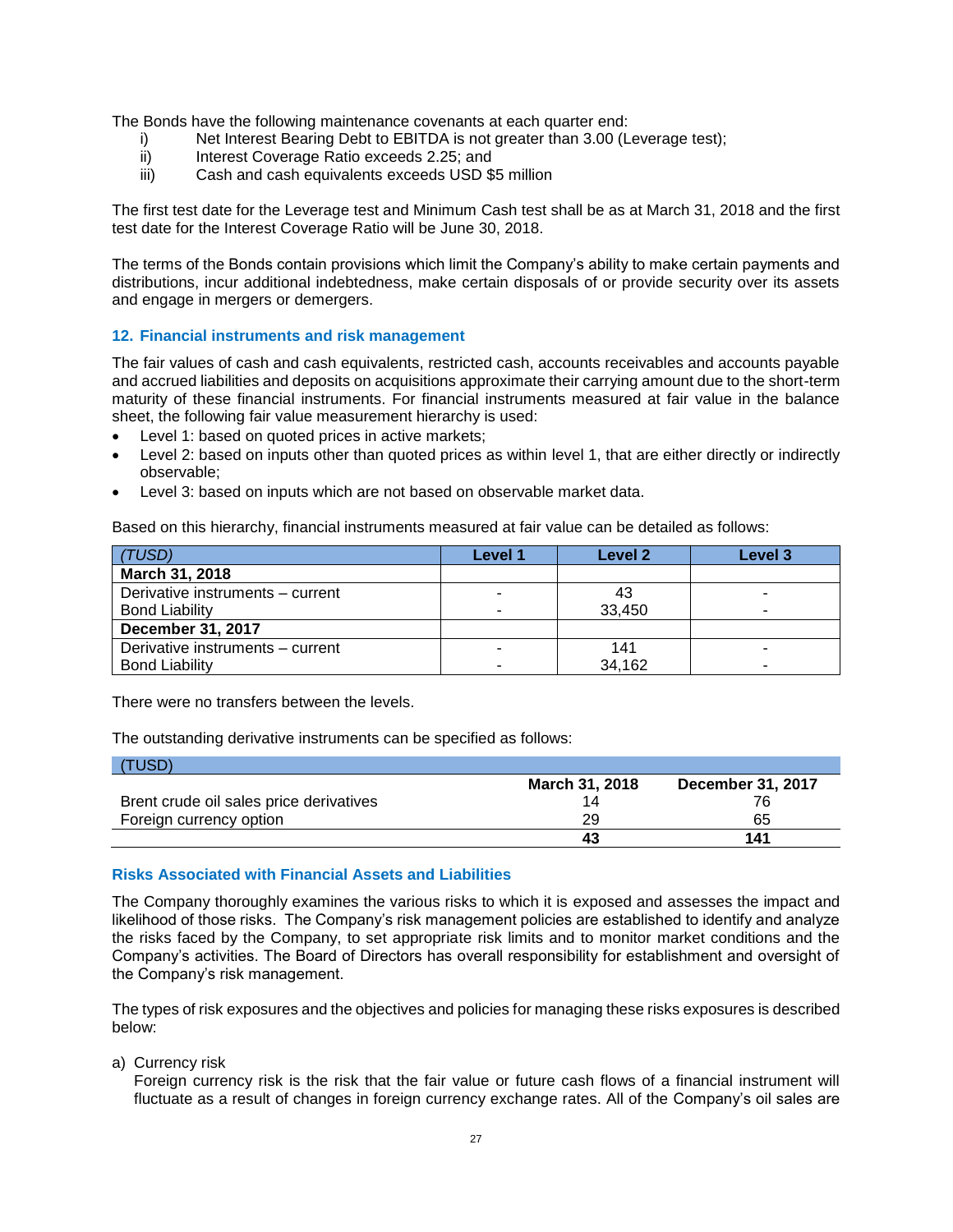The Bonds have the following maintenance covenants at each quarter end:

i) Net Interest Bearing Debt to EBITDA is not greater than 3.00 (Leverage test);
ii) Interest Coverage Ratio exceeds 2.25; and
iii) Cash and cash equivalents exceeds USD $5 million

The first test date for the Leverage test and Minimum Cash test shall be as at March 31, 2018 and the first test date for the Interest Coverage Ratio will be June 30, 2018.

The terms of the Bonds contain provisions which limit the Company's ability to make certain payments and distributions, incur additional indebtedness, make certain disposals of or provide security over its assets and engage in mergers or demergers.

## 12. Financial instruments and risk management

The fair values of cash and cash equivalents, restricted cash, accounts receivables and accounts payable and accrued liabilities and deposits on acquisitions approximate their carrying amount due to the short-term maturity of these financial instruments. For financial instruments measured at fair value in the balance sheet, the following fair value measurement hierarchy is used:

- Level 1: based on quoted prices in active markets;
- Level 2: based on inputs other than quoted prices as within level 1, that are either directly or indirectly observable;
- Level 3: based on inputs which are not based on observable market data.

Based on this hierarchy, financial instruments measured at fair value can be detailed as follows:

| *(TUSD)* | Level 1 | Level 2 | Level 3 |
|---|---|---|---|
| **March 31, 2018** | | | |
| Derivative instruments – current | - | 43 | - |
| Bond Liability | - | 33,450 | - |
| **December 31, 2017** | | | |
| Derivative instruments – current | - | 141 | - |
| Bond Liability | - | 34,162 | - |

There were no transfers between the levels.

The outstanding derivative instruments can be specified as follows:

| (TUSD) | March 31, 2018 | December 31, 2017 |
|---|---|---|
| Brent crude oil sales price derivatives | 14 | 76 |
| Foreign currency option | 29 | 65 |
| | **43** | **141** |

### Risks Associated with Financial Assets and Liabilities

The Company thoroughly examines the various risks to which it is exposed and assesses the impact and likelihood of those risks. The Company's risk management policies are established to identify and analyze the risks faced by the Company, to set appropriate risk limits and to monitor market conditions and the Company's activities. The Board of Directors has overall responsibility for establishment and oversight of the Company's risk management.

The types of risk exposures and the objectives and policies for managing these risks exposures is described below:

a) Currency risk

Foreign currency risk is the risk that the fair value or future cash flows of a financial instrument will fluctuate as a result of changes in foreign currency exchange rates. All of the Company's oil sales are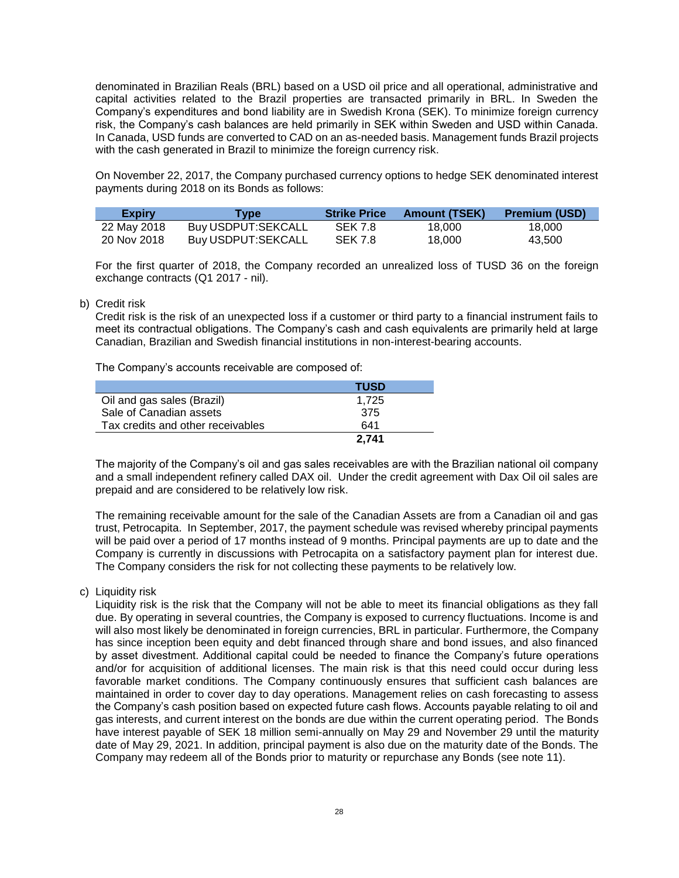denominated in Brazilian Reals (BRL) based on a USD oil price and all operational, administrative and capital activities related to the Brazil properties are transacted primarily in BRL. In Sweden the Company's expenditures and bond liability are in Swedish Krona (SEK). To minimize foreign currency risk, the Company's cash balances are held primarily in SEK within Sweden and USD within Canada. In Canada, USD funds are converted to CAD on an as-needed basis. Management funds Brazil projects with the cash generated in Brazil to minimize the foreign currency risk.

On November 22, 2017, the Company purchased currency options to hedge SEK denominated interest payments during 2018 on its Bonds as follows:

| Expiry | Type | Strike Price | Amount (TSEK) | Premium (USD) |
|---|---|---|---|---|
| 22 May 2018 | Buy USDPUT:SEKCALL | SEK 7.8 | 18,000 | 18,000 |
| 20 Nov 2018 | Buy USDPUT:SEKCALL | SEK 7.8 | 18,000 | 43,500 |

For the first quarter of 2018, the Company recorded an unrealized loss of TUSD 36 on the foreign exchange contracts (Q1 2017 - nil).

b) Credit risk

Credit risk is the risk of an unexpected loss if a customer or third party to a financial instrument fails to meet its contractual obligations. The Company's cash and cash equivalents are primarily held at large Canadian, Brazilian and Swedish financial institutions in non-interest-bearing accounts.

The Company's accounts receivable are composed of:

| | TUSD |
|---|---|
| Oil and gas sales (Brazil) | 1,725 |
| Sale of Canadian assets | 375 |
| Tax credits and other receivables | 641 |
| | **2,741** |

The majority of the Company's oil and gas sales receivables are with the Brazilian national oil company and a small independent refinery called DAX oil. Under the credit agreement with Dax Oil oil sales are prepaid and are considered to be relatively low risk.

The remaining receivable amount for the sale of the Canadian Assets are from a Canadian oil and gas trust, Petrocapita. In September, 2017, the payment schedule was revised whereby principal payments will be paid over a period of 17 months instead of 9 months. Principal payments are up to date and the Company is currently in discussions with Petrocapita on a satisfactory payment plan for interest due. The Company considers the risk for not collecting these payments to be relatively low.

c) Liquidity risk

Liquidity risk is the risk that the Company will not be able to meet its financial obligations as they fall due. By operating in several countries, the Company is exposed to currency fluctuations. Income is and will also most likely be denominated in foreign currencies, BRL in particular. Furthermore, the Company has since inception been equity and debt financed through share and bond issues, and also financed by asset divestment. Additional capital could be needed to finance the Company's future operations and/or for acquisition of additional licenses. The main risk is that this need could occur during less favorable market conditions. The Company continuously ensures that sufficient cash balances are maintained in order to cover day to day operations. Management relies on cash forecasting to assess the Company's cash position based on expected future cash flows. Accounts payable relating to oil and gas interests, and current interest on the bonds are due within the current operating period. The Bonds have interest payable of SEK 18 million semi-annually on May 29 and November 29 until the maturity date of May 29, 2021. In addition, principal payment is also due on the maturity date of the Bonds. The Company may redeem all of the Bonds prior to maturity or repurchase any Bonds (see note 11).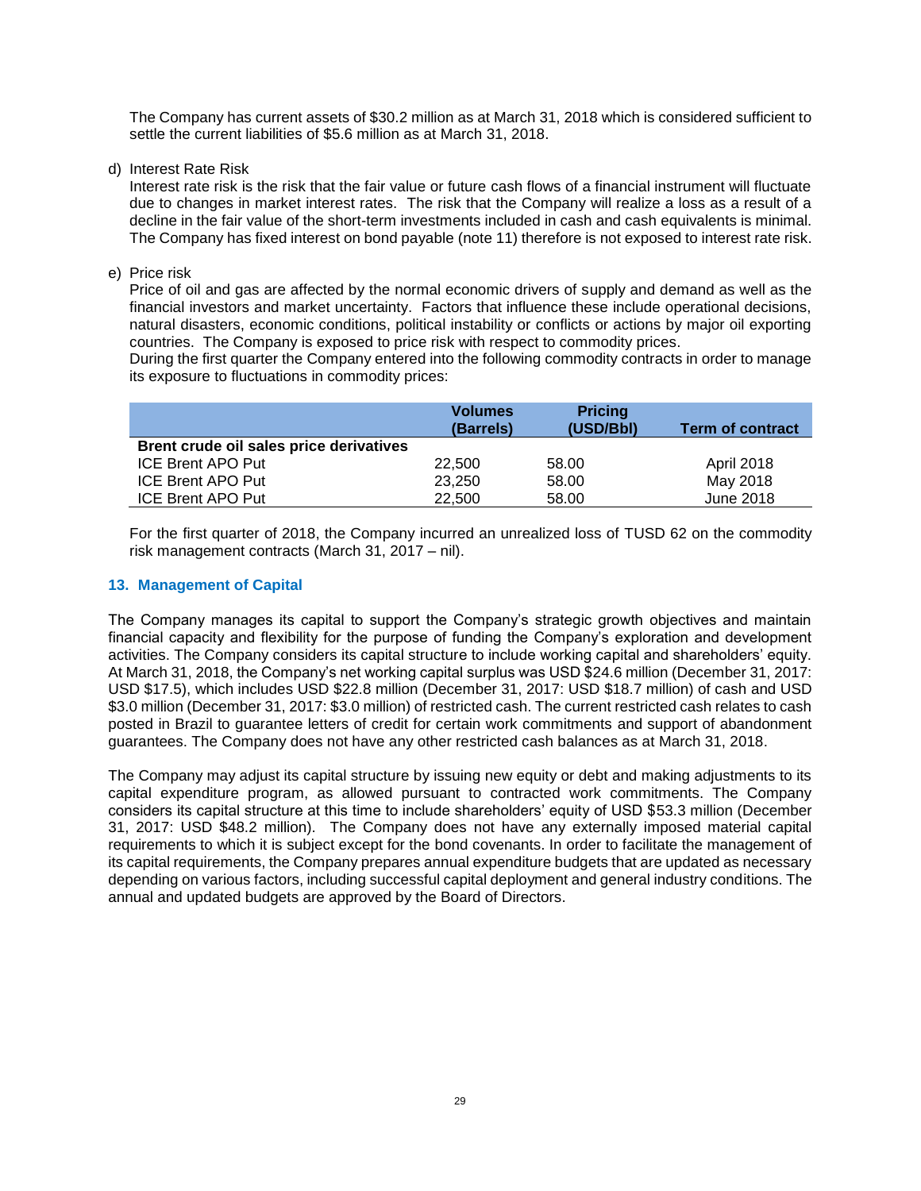The Company has current assets of $30.2 million as at March 31, 2018 which is considered sufficient to settle the current liabilities of $5.6 million as at March 31, 2018.

d) Interest Rate Risk
Interest rate risk is the risk that the fair value or future cash flows of a financial instrument will fluctuate due to changes in market interest rates. The risk that the Company will realize a loss as a result of a decline in the fair value of the short-term investments included in cash and cash equivalents is minimal. The Company has fixed interest on bond payable (note 11) therefore is not exposed to interest rate risk.

e) Price risk
Price of oil and gas are affected by the normal economic drivers of supply and demand as well as the financial investors and market uncertainty. Factors that influence these include operational decisions, natural disasters, economic conditions, political instability or conflicts or actions by major oil exporting countries. The Company is exposed to price risk with respect to commodity prices.
During the first quarter the Company entered into the following commodity contracts in order to manage its exposure to fluctuations in commodity prices:

| | Volumes (Barrels) | Pricing (USD/Bbl) | Term of contract |
|---|---|---|---|
| **Brent crude oil sales price derivatives** | | | |
| ICE Brent APO Put | 22,500 | 58.00 | April 2018 |
| ICE Brent APO Put | 23,250 | 58.00 | May 2018 |
| ICE Brent APO Put | 22,500 | 58.00 | June 2018 |

For the first quarter of 2018, the Company incurred an unrealized loss of TUSD 62 on the commodity risk management contracts (March 31, 2017 – nil).

## 13. Management of Capital

The Company manages its capital to support the Company's strategic growth objectives and maintain financial capacity and flexibility for the purpose of funding the Company's exploration and development activities. The Company considers its capital structure to include working capital and shareholders' equity. At March 31, 2018, the Company's net working capital surplus was USD $24.6 million (December 31, 2017: USD $17.5), which includes USD $22.8 million (December 31, 2017: USD $18.7 million) of cash and USD $3.0 million (December 31, 2017: $3.0 million) of restricted cash. The current restricted cash relates to cash posted in Brazil to guarantee letters of credit for certain work commitments and support of abandonment guarantees. The Company does not have any other restricted cash balances as at March 31, 2018.

The Company may adjust its capital structure by issuing new equity or debt and making adjustments to its capital expenditure program, as allowed pursuant to contracted work commitments. The Company considers its capital structure at this time to include shareholders' equity of USD $53.3 million (December 31, 2017: USD $48.2 million). The Company does not have any externally imposed material capital requirements to which it is subject except for the bond covenants. In order to facilitate the management of its capital requirements, the Company prepares annual expenditure budgets that are updated as necessary depending on various factors, including successful capital deployment and general industry conditions. The annual and updated budgets are approved by the Board of Directors.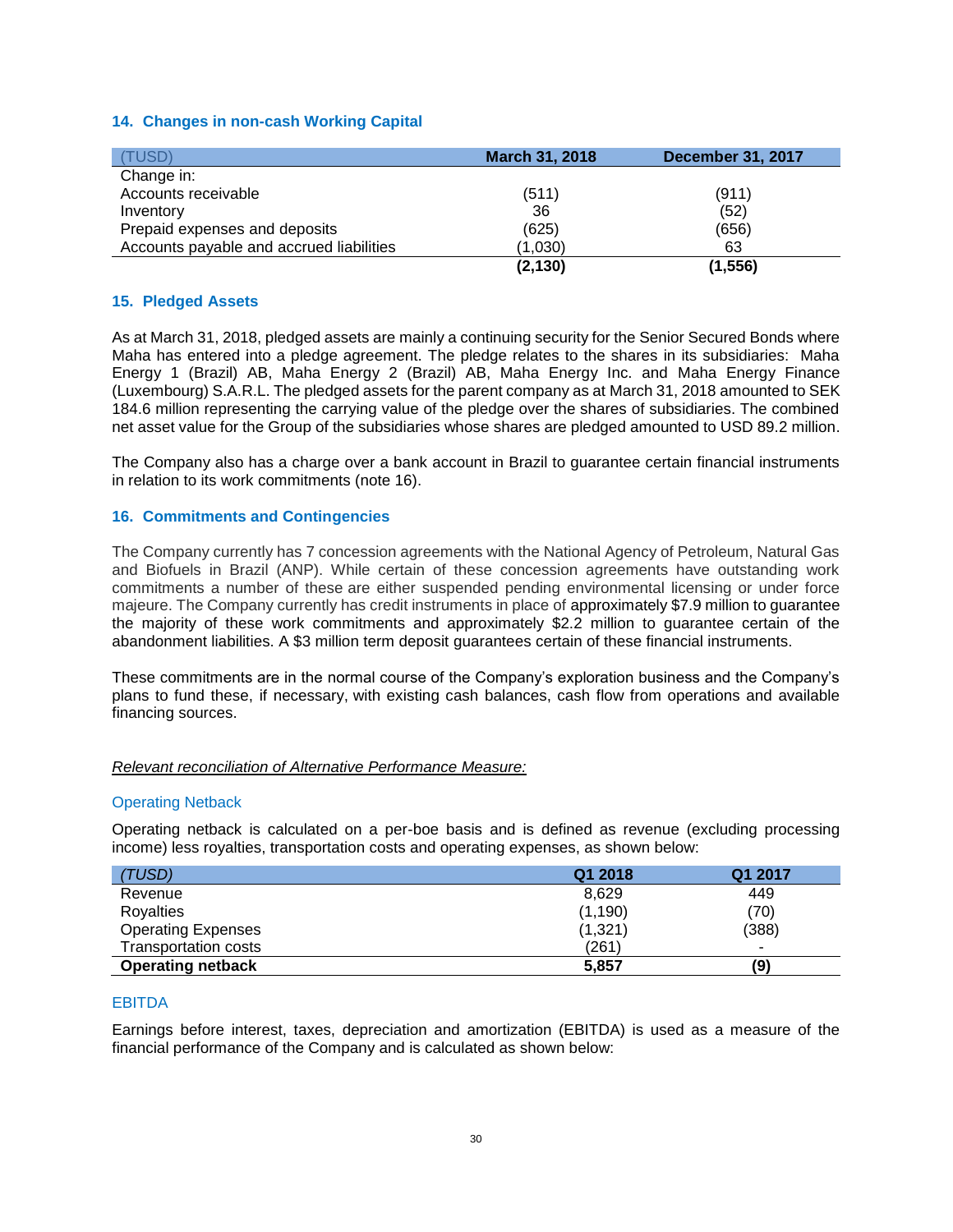## 14. Changes in non-cash Working Capital

| (TUSD) | March 31, 2018 | December 31, 2017 |
|---|---|---|
| Change in: | | |
| Accounts receivable | (511) | (911) |
| Inventory | 36 | (52) |
| Prepaid expenses and deposits | (625) | (656) |
| Accounts payable and accrued liabilities | (1,030) | 63 |
| | **(2,130)** | **(1,556)** |

## 15. Pledged Assets

As at March 31, 2018, pledged assets are mainly a continuing security for the Senior Secured Bonds where Maha has entered into a pledge agreement. The pledge relates to the shares in its subsidiaries: Maha Energy 1 (Brazil) AB, Maha Energy 2 (Brazil) AB, Maha Energy Inc. and Maha Energy Finance (Luxembourg) S.A.R.L. The pledged assets for the parent company as at March 31, 2018 amounted to SEK 184.6 million representing the carrying value of the pledge over the shares of subsidiaries. The combined net asset value for the Group of the subsidiaries whose shares are pledged amounted to USD 89.2 million.

The Company also has a charge over a bank account in Brazil to guarantee certain financial instruments in relation to its work commitments (note 16).

## 16. Commitments and Contingencies

The Company currently has 7 concession agreements with the National Agency of Petroleum, Natural Gas and Biofuels in Brazil (ANP). While certain of these concession agreements have outstanding work commitments a number of these are either suspended pending environmental licensing or under force majeure. The Company currently has credit instruments in place of approximately $7.9 million to guarantee the majority of these work commitments and approximately $2.2 million to guarantee certain of the abandonment liabilities. A $3 million term deposit guarantees certain of these financial instruments.

These commitments are in the normal course of the Company's exploration business and the Company's plans to fund these, if necessary, with existing cash balances, cash flow from operations and available financing sources.

*Relevant reconciliation of Alternative Performance Measure:*

### Operating Netback

Operating netback is calculated on a per-boe basis and is defined as revenue (excluding processing income) less royalties, transportation costs and operating expenses, as shown below:

| (TUSD) | Q1 2018 | Q1 2017 |
|---|---|---|
| Revenue | 8,629 | 449 |
| Royalties | (1,190) | (70) |
| Operating Expenses | (1,321) | (388) |
| Transportation costs | (261) | - |
| **Operating netback** | **5,857** | **(9)** |

### EBITDA

Earnings before interest, taxes, depreciation and amortization (EBITDA) is used as a measure of the financial performance of the Company and is calculated as shown below: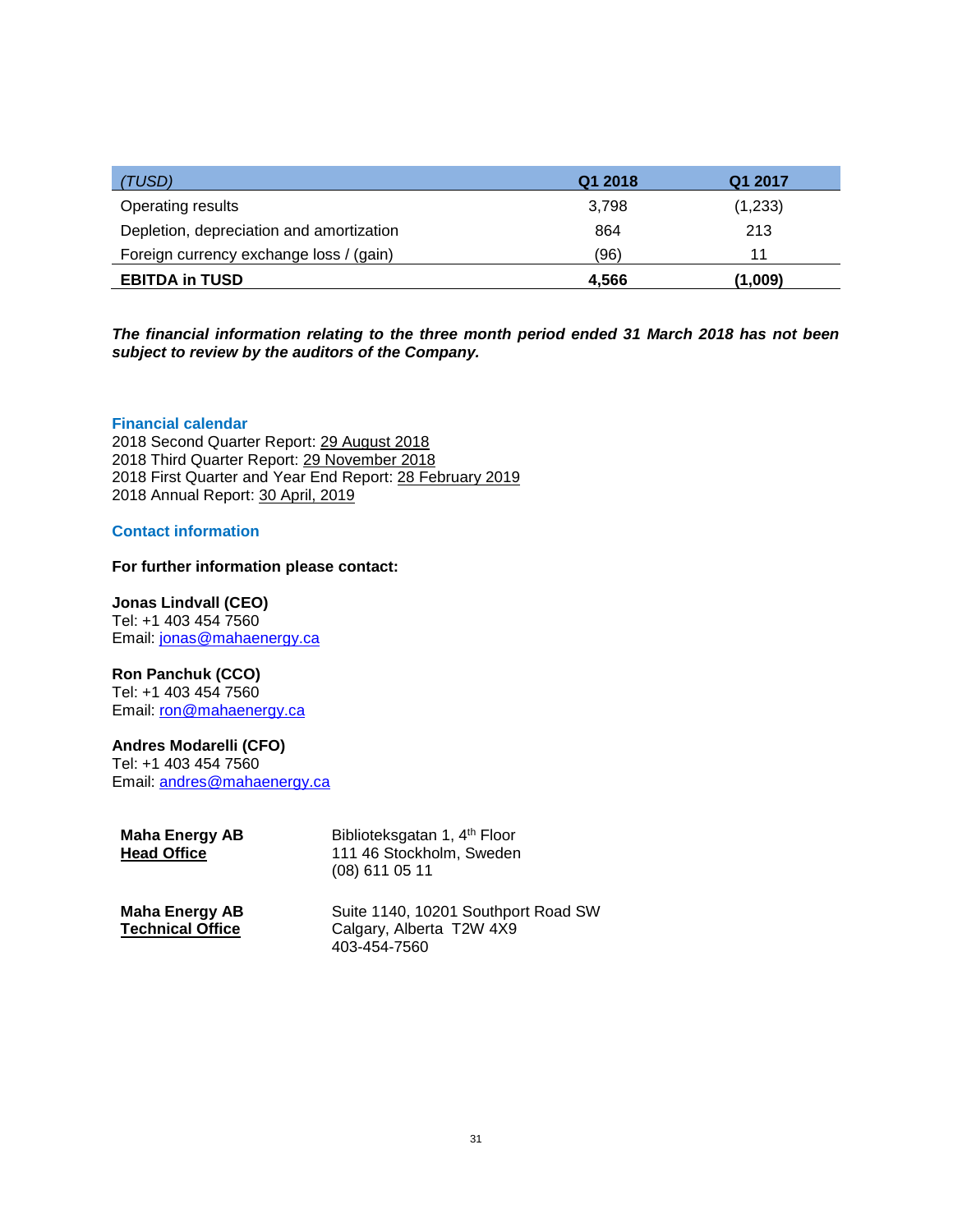| (TUSD) | Q1 2018 | Q1 2017 |
| --- | --- | --- |
| Operating results | 3,798 | (1,233) |
| Depletion, depreciation and amortization | 864 | 213 |
| Foreign currency exchange loss / (gain) | (96) | 11 |
| **EBITDA in TUSD** | **4,566** | **(1,009)** |

***The financial information relating to the three month period ended 31 March 2018 has not been subject to review by the auditors of the Company.***

## Financial calendar

2018 Second Quarter Report: 29 August 2018
2018 Third Quarter Report: 29 November 2018
2018 First Quarter and Year End Report: 28 February 2019
2018 Annual Report: 30 April, 2019

## Contact information

**For further information please contact:**

**Jonas Lindvall (CEO)**
Tel: +1 403 454 7560
Email: jonas@mahaenergy.ca

**Ron Panchuk (CCO)**
Tel: +1 403 454 7560
Email: ron@mahaenergy.ca

**Andres Modarelli (CFO)**
Tel: +1 403 454 7560
Email: andres@mahaenergy.ca

| | |
| --- | --- |
| **Maha Energy AB**<br>**Head Office** | Biblioteksgatan 1, 4th Floor<br>111 46 Stockholm, Sweden<br>(08) 611 05 11 |
| **Maha Energy AB**<br>**Technical Office** | Suite 1140, 10201 Southport Road SW<br>Calgary, Alberta T2W 4X9<br>403-454-7560 |